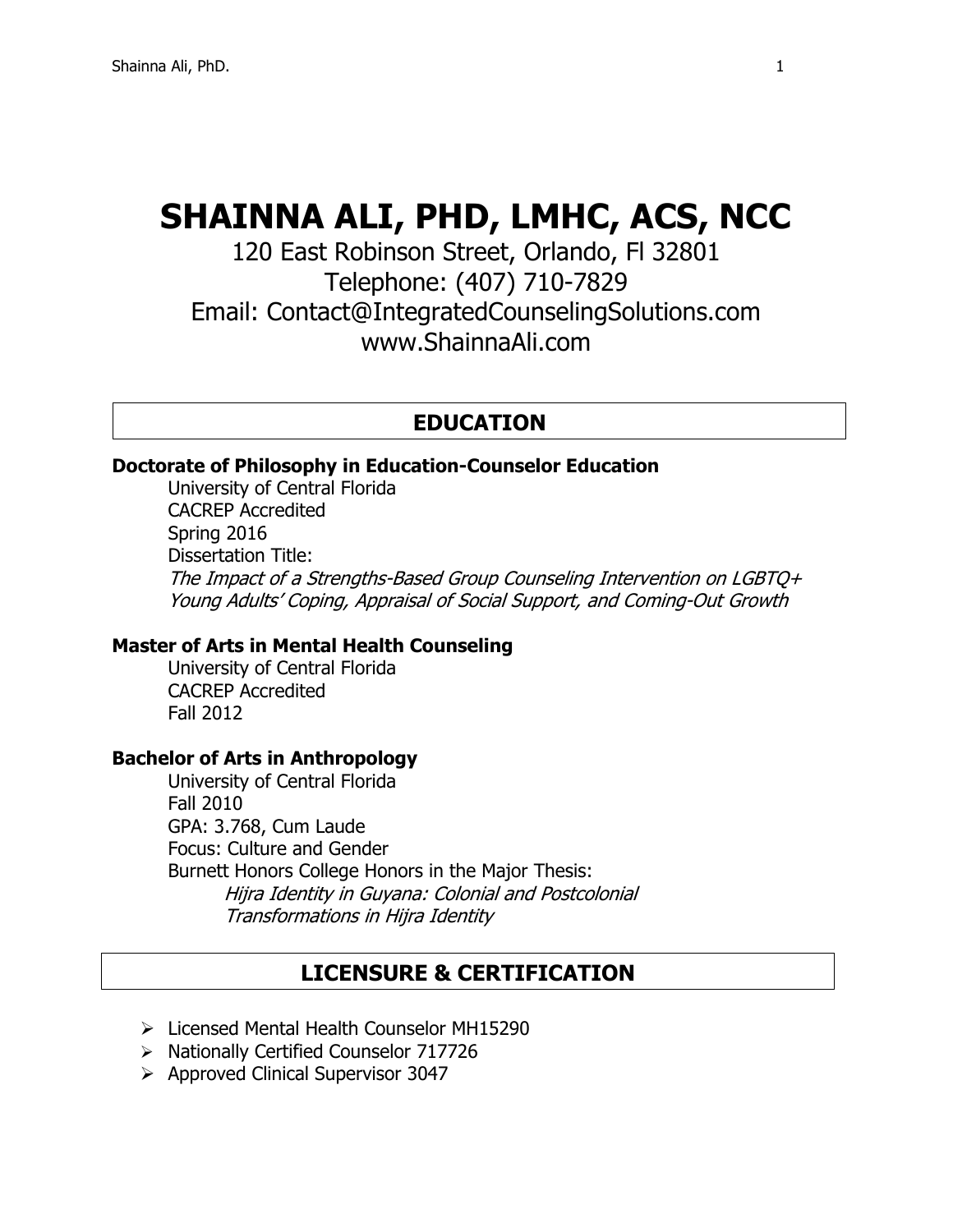# SHAINNA ALI, PHD, LMHC, ACS, NCC

120 East Robinson Street, Orlando, Fl 32801
Telephone: (407) 710-7829
Email: Contact@IntegratedCounselingSolutions.com
www.ShainnaAli.com

## EDUCATION

**Doctorate of Philosophy in Education-Counselor Education**
University of Central Florida
CACREP Accredited
Spring 2016
Dissertation Title:
*The Impact of a Strengths-Based Group Counseling Intervention on LGBTQ+ Young Adults' Coping, Appraisal of Social Support, and Coming-Out Growth*

**Master of Arts in Mental Health Counseling**
University of Central Florida
CACREP Accredited
Fall 2012

**Bachelor of Arts in Anthropology**
University of Central Florida
Fall 2010
GPA: 3.768, Cum Laude
Focus: Culture and Gender
Burnett Honors College Honors in the Major Thesis:
*Hijra Identity in Guyana: Colonial and Postcolonial Transformations in Hijra Identity*

## LICENSURE & CERTIFICATION

- Licensed Mental Health Counselor MH15290
- Nationally Certified Counselor 717726
- Approved Clinical Supervisor 3047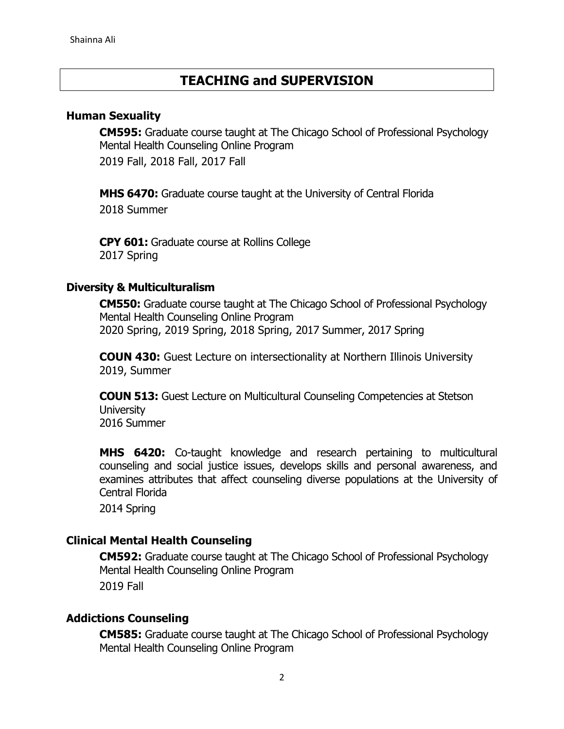# TEACHING and SUPERVISION

### Human Sexuality

**CM595:** Graduate course taught at The Chicago School of Professional Psychology Mental Health Counseling Online Program
2019 Fall, 2018 Fall, 2017 Fall

**MHS 6470:** Graduate course taught at the University of Central Florida
2018 Summer

**CPY 601:** Graduate course at Rollins College
2017 Spring

### Diversity & Multiculturalism

**CM550:** Graduate course taught at The Chicago School of Professional Psychology Mental Health Counseling Online Program
2020 Spring, 2019 Spring, 2018 Spring, 2017 Summer, 2017 Spring

**COUN 430:** Guest Lecture on intersectionality at Northern Illinois University
2019, Summer

**COUN 513:** Guest Lecture on Multicultural Counseling Competencies at Stetson University
2016 Summer

**MHS 6420:** Co-taught knowledge and research pertaining to multicultural counseling and social justice issues, develops skills and personal awareness, and examines attributes that affect counseling diverse populations at the University of Central Florida
2014 Spring

### Clinical Mental Health Counseling

**CM592:** Graduate course taught at The Chicago School of Professional Psychology Mental Health Counseling Online Program
2019 Fall

### Addictions Counseling

**CM585:** Graduate course taught at The Chicago School of Professional Psychology Mental Health Counseling Online Program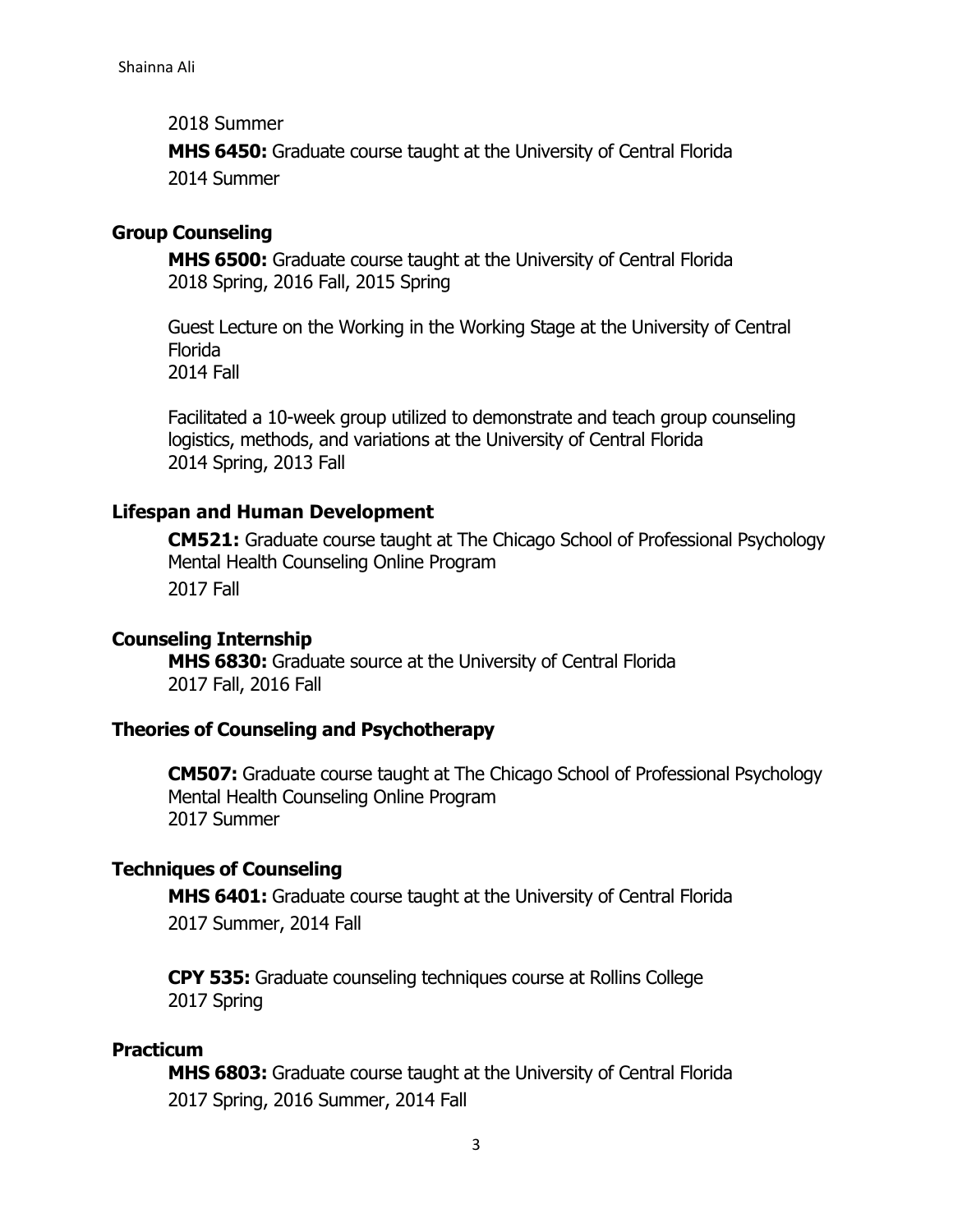2018 Summer

**MHS 6450:** Graduate course taught at the University of Central Florida
2014 Summer

### Group Counseling

**MHS 6500:** Graduate course taught at the University of Central Florida
2018 Spring, 2016 Fall, 2015 Spring

Guest Lecture on the Working in the Working Stage at the University of Central Florida
2014 Fall

Facilitated a 10-week group utilized to demonstrate and teach group counseling logistics, methods, and variations at the University of Central Florida
2014 Spring, 2013 Fall

### Lifespan and Human Development

**CM521:** Graduate course taught at The Chicago School of Professional Psychology Mental Health Counseling Online Program
2017 Fall

### Counseling Internship

**MHS 6830:** Graduate source at the University of Central Florida
2017 Fall, 2016 Fall

### Theories of Counseling and Psychotherapy

**CM507:** Graduate course taught at The Chicago School of Professional Psychology Mental Health Counseling Online Program
2017 Summer

### Techniques of Counseling

**MHS 6401:** Graduate course taught at the University of Central Florida
2017 Summer, 2014 Fall

**CPY 535:** Graduate counseling techniques course at Rollins College
2017 Spring

### Practicum

**MHS 6803:** Graduate course taught at the University of Central Florida
2017 Spring, 2016 Summer, 2014 Fall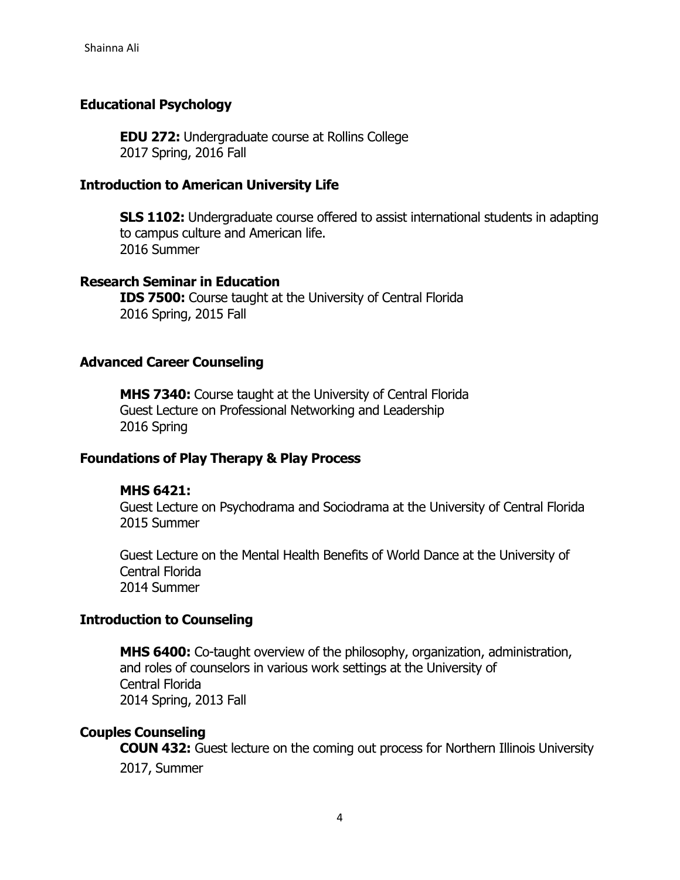### Educational Psychology

**EDU 272:** Undergraduate course at Rollins College
2017 Spring, 2016 Fall

### Introduction to American University Life

**SLS 1102:** Undergraduate course offered to assist international students in adapting to campus culture and American life.
2016 Summer

### Research Seminar in Education

**IDS 7500:** Course taught at the University of Central Florida
2016 Spring, 2015 Fall

### Advanced Career Counseling

**MHS 7340:** Course taught at the University of Central Florida
Guest Lecture on Professional Networking and Leadership
2016 Spring

### Foundations of Play Therapy & Play Process

**MHS 6421:**
Guest Lecture on Psychodrama and Sociodrama at the University of Central Florida
2015 Summer

Guest Lecture on the Mental Health Benefits of World Dance at the University of Central Florida
2014 Summer

### Introduction to Counseling

**MHS 6400:** Co-taught overview of the philosophy, organization, administration, and roles of counselors in various work settings at the University of Central Florida
2014 Spring, 2013 Fall

### Couples Counseling

**COUN 432:** Guest lecture on the coming out process for Northern Illinois University
2017, Summer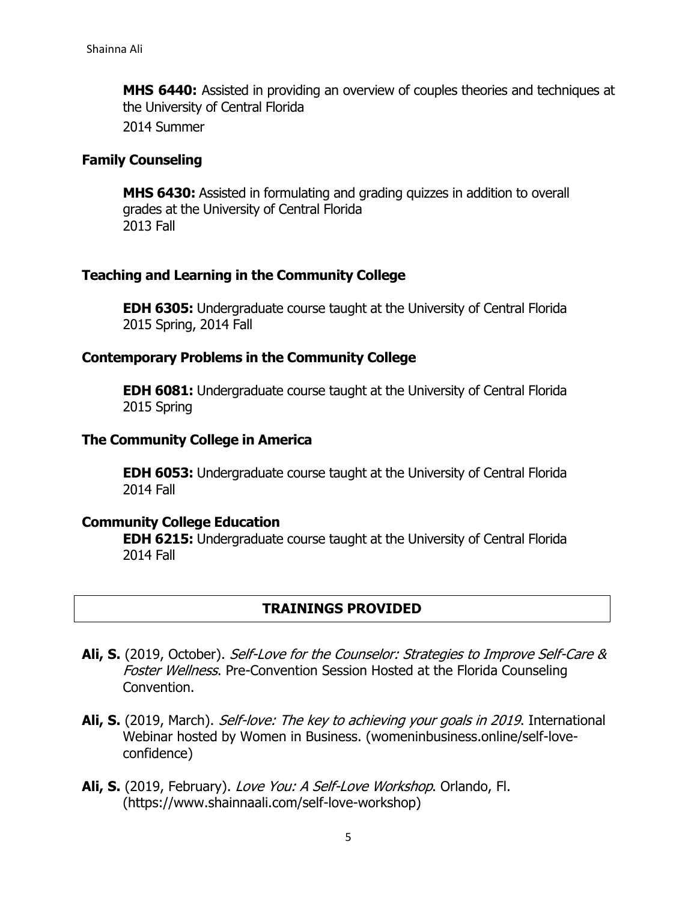**MHS 6440:** Assisted in providing an overview of couples theories and techniques at the University of Central Florida
2014 Summer

### Family Counseling

**MHS 6430:** Assisted in formulating and grading quizzes in addition to overall grades at the University of Central Florida
2013 Fall

### Teaching and Learning in the Community College

**EDH 6305:** Undergraduate course taught at the University of Central Florida
2015 Spring, 2014 Fall

### Contemporary Problems in the Community College

**EDH 6081:** Undergraduate course taught at the University of Central Florida
2015 Spring

### The Community College in America

**EDH 6053:** Undergraduate course taught at the University of Central Florida
2014 Fall

### Community College Education

**EDH 6215:** Undergraduate course taught at the University of Central Florida
2014 Fall

## TRAININGS PROVIDED

**Ali, S.** (2019, October). *Self-Love for the Counselor: Strategies to Improve Self-Care & Foster Wellness*. Pre-Convention Session Hosted at the Florida Counseling Convention.

**Ali, S.** (2019, March). *Self-love: The key to achieving your goals in 2019*. International Webinar hosted by Women in Business. (womeninbusiness.online/self-love-confidence)

**Ali, S.** (2019, February). *Love You: A Self-Love Workshop*. Orlando, Fl. (https://www.shainnaali.com/self-love-workshop)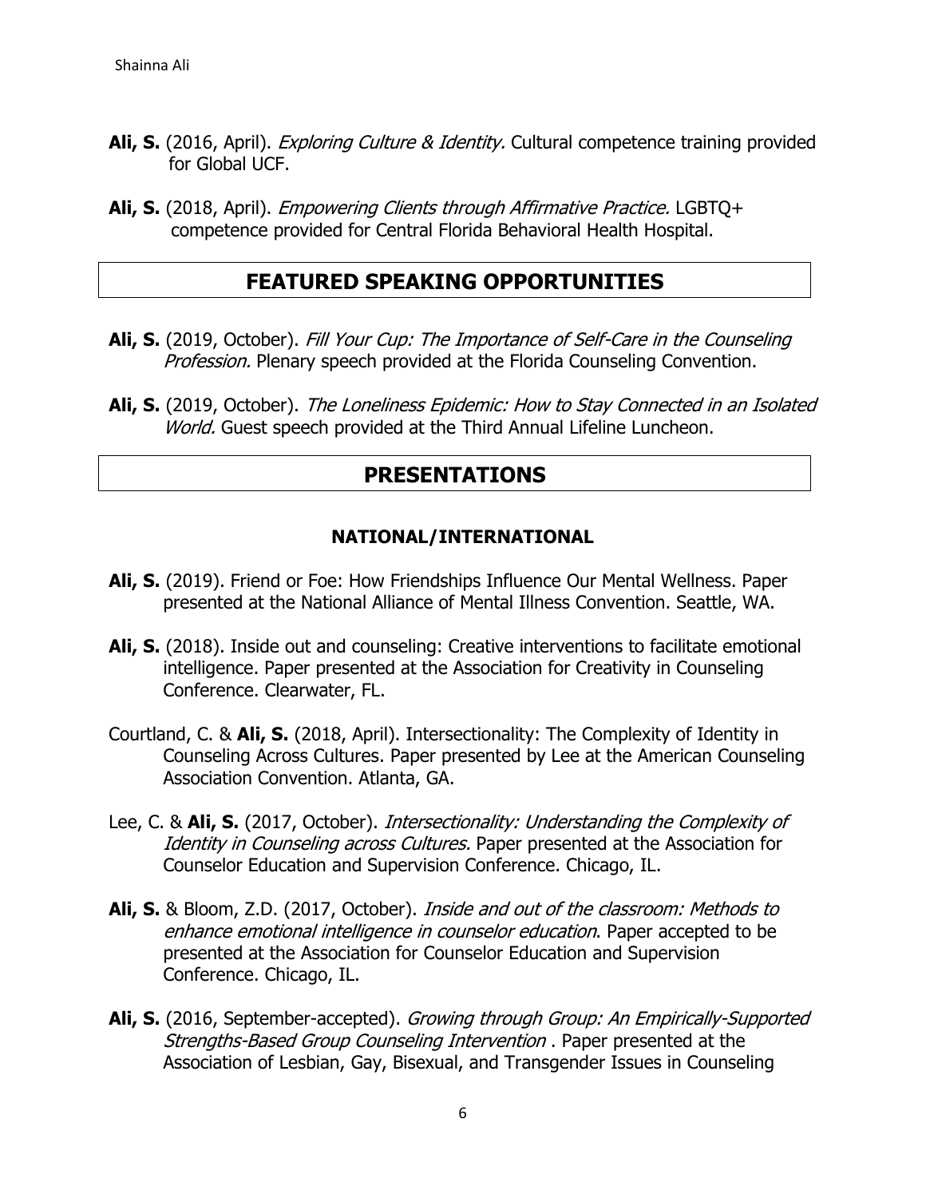**Ali, S.** (2016, April). *Exploring Culture & Identity.* Cultural competence training provided for Global UCF.

**Ali, S.** (2018, April). *Empowering Clients through Affirmative Practice.* LGBTQ+ competence provided for Central Florida Behavioral Health Hospital.

## FEATURED SPEAKING OPPORTUNITIES

**Ali, S.** (2019, October). *Fill Your Cup: The Importance of Self-Care in the Counseling Profession.* Plenary speech provided at the Florida Counseling Convention.

**Ali, S.** (2019, October). *The Loneliness Epidemic: How to Stay Connected in an Isolated World.* Guest speech provided at the Third Annual Lifeline Luncheon.

## PRESENTATIONS

### NATIONAL/INTERNATIONAL

**Ali, S.** (2019). Friend or Foe: How Friendships Influence Our Mental Wellness. Paper presented at the National Alliance of Mental Illness Convention. Seattle, WA.

**Ali, S.** (2018). Inside out and counseling: Creative interventions to facilitate emotional intelligence. Paper presented at the Association for Creativity in Counseling Conference. Clearwater, FL.

Courtland, C. & **Ali, S.** (2018, April). Intersectionality: The Complexity of Identity in Counseling Across Cultures. Paper presented by Lee at the American Counseling Association Convention. Atlanta, GA.

Lee, C. & **Ali, S.** (2017, October). *Intersectionality: Understanding the Complexity of Identity in Counseling across Cultures.* Paper presented at the Association for Counselor Education and Supervision Conference. Chicago, IL.

**Ali, S.** & Bloom, Z.D. (2017, October). *Inside and out of the classroom: Methods to enhance emotional intelligence in counselor education*. Paper accepted to be presented at the Association for Counselor Education and Supervision Conference. Chicago, IL.

**Ali, S.** (2016, September-accepted). *Growing through Group: An Empirically-Supported Strengths-Based Group Counseling Intervention* . Paper presented at the Association of Lesbian, Gay, Bisexual, and Transgender Issues in Counseling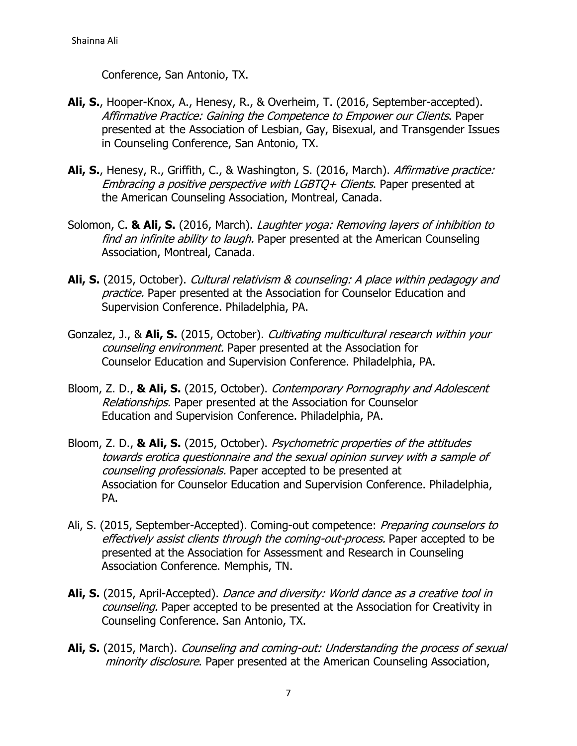Conference, San Antonio, TX.

**Ali, S.**, Hooper-Knox, A., Henesy, R., & Overheim, T. (2016, September-accepted). *Affirmative Practice: Gaining the Competence to Empower our Clients*. Paper presented at the Association of Lesbian, Gay, Bisexual, and Transgender Issues in Counseling Conference, San Antonio, TX.

**Ali, S.**, Henesy, R., Griffith, C., & Washington, S. (2016, March). *Affirmative practice: Embracing a positive perspective with LGBTQ+ Clients*. Paper presented at the American Counseling Association, Montreal, Canada.

Solomon, C. **& Ali, S.** (2016, March). *Laughter yoga: Removing layers of inhibition to find an infinite ability to laugh.* Paper presented at the American Counseling Association, Montreal, Canada.

**Ali, S.** (2015, October). *Cultural relativism & counseling: A place within pedagogy and practice.* Paper presented at the Association for Counselor Education and Supervision Conference. Philadelphia, PA.

Gonzalez, J., & **Ali, S.** (2015, October). *Cultivating multicultural research within your counseling environment.* Paper presented at the Association for Counselor Education and Supervision Conference. Philadelphia, PA.

Bloom, Z. D., **& Ali, S.** (2015, October). *Contemporary Pornography and Adolescent Relationships.* Paper presented at the Association for Counselor Education and Supervision Conference. Philadelphia, PA.

Bloom, Z. D., **& Ali, S.** (2015, October). *Psychometric properties of the attitudes towards erotica questionnaire and the sexual opinion survey with a sample of counseling professionals.* Paper accepted to be presented at Association for Counselor Education and Supervision Conference. Philadelphia, PA.

Ali, S. (2015, September-Accepted). Coming-out competence: *Preparing counselors to effectively assist clients through the coming-out-process.* Paper accepted to be presented at the Association for Assessment and Research in Counseling Association Conference. Memphis, TN.

**Ali, S.** (2015, April-Accepted). *Dance and diversity: World dance as a creative tool in counseling.* Paper accepted to be presented at the Association for Creativity in Counseling Conference. San Antonio, TX.

**Ali, S.** (2015, March). *Counseling and coming-out: Understanding the process of sexual minority disclosure*. Paper presented at the American Counseling Association,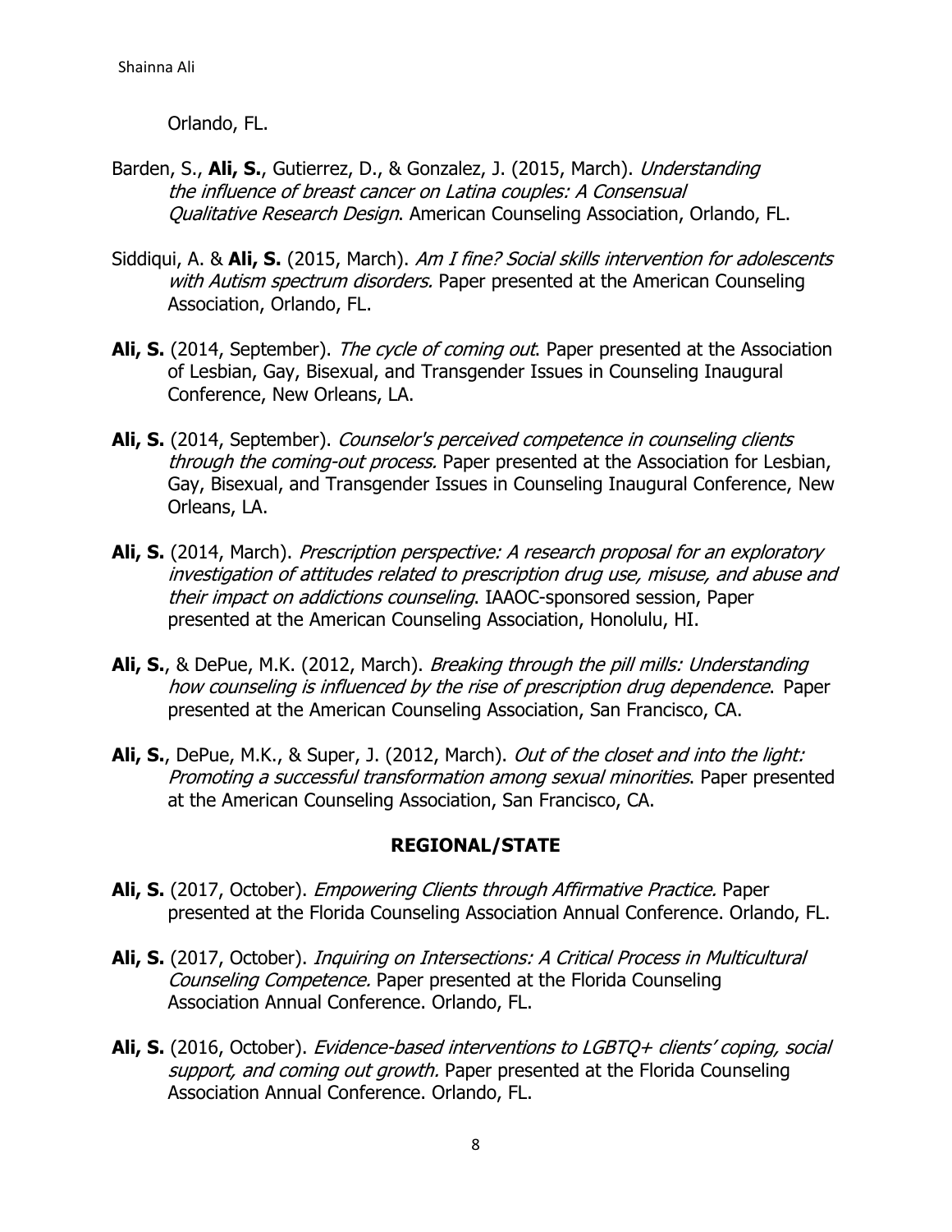Orlando, FL.

Barden, S., **Ali, S.**, Gutierrez, D., & Gonzalez, J. (2015, March). *Understanding the influence of breast cancer on Latina couples: A Consensual Qualitative Research Design*. American Counseling Association, Orlando, FL.

Siddiqui, A. & **Ali, S.** (2015, March). *Am I fine? Social skills intervention for adolescents with Autism spectrum disorders.* Paper presented at the American Counseling Association, Orlando, FL.

**Ali, S.** (2014, September). *The cycle of coming out*. Paper presented at the Association of Lesbian, Gay, Bisexual, and Transgender Issues in Counseling Inaugural Conference, New Orleans, LA.

**Ali, S.** (2014, September). *Counselor's perceived competence in counseling clients through the coming-out process.* Paper presented at the Association for Lesbian, Gay, Bisexual, and Transgender Issues in Counseling Inaugural Conference, New Orleans, LA.

**Ali, S.** (2014, March). *Prescription perspective: A research proposal for an exploratory investigation of attitudes related to prescription drug use, misuse, and abuse and their impact on addictions counseling*. IAAOC-sponsored session, Paper presented at the American Counseling Association, Honolulu, HI.

**Ali, S.**, & DePue, M.K. (2012, March). *Breaking through the pill mills: Understanding how counseling is influenced by the rise of prescription drug dependence*. Paper presented at the American Counseling Association, San Francisco, CA.

**Ali, S.**, DePue, M.K., & Super, J. (2012, March). *Out of the closet and into the light: Promoting a successful transformation among sexual minorities*. Paper presented at the American Counseling Association, San Francisco, CA.

## REGIONAL/STATE

**Ali, S.** (2017, October). *Empowering Clients through Affirmative Practice.* Paper presented at the Florida Counseling Association Annual Conference. Orlando, FL.

**Ali, S.** (2017, October). *Inquiring on Intersections: A Critical Process in Multicultural Counseling Competence.* Paper presented at the Florida Counseling Association Annual Conference. Orlando, FL.

**Ali, S.** (2016, October). *Evidence-based interventions to LGBTQ+ clients' coping, social support, and coming out growth.* Paper presented at the Florida Counseling Association Annual Conference. Orlando, FL.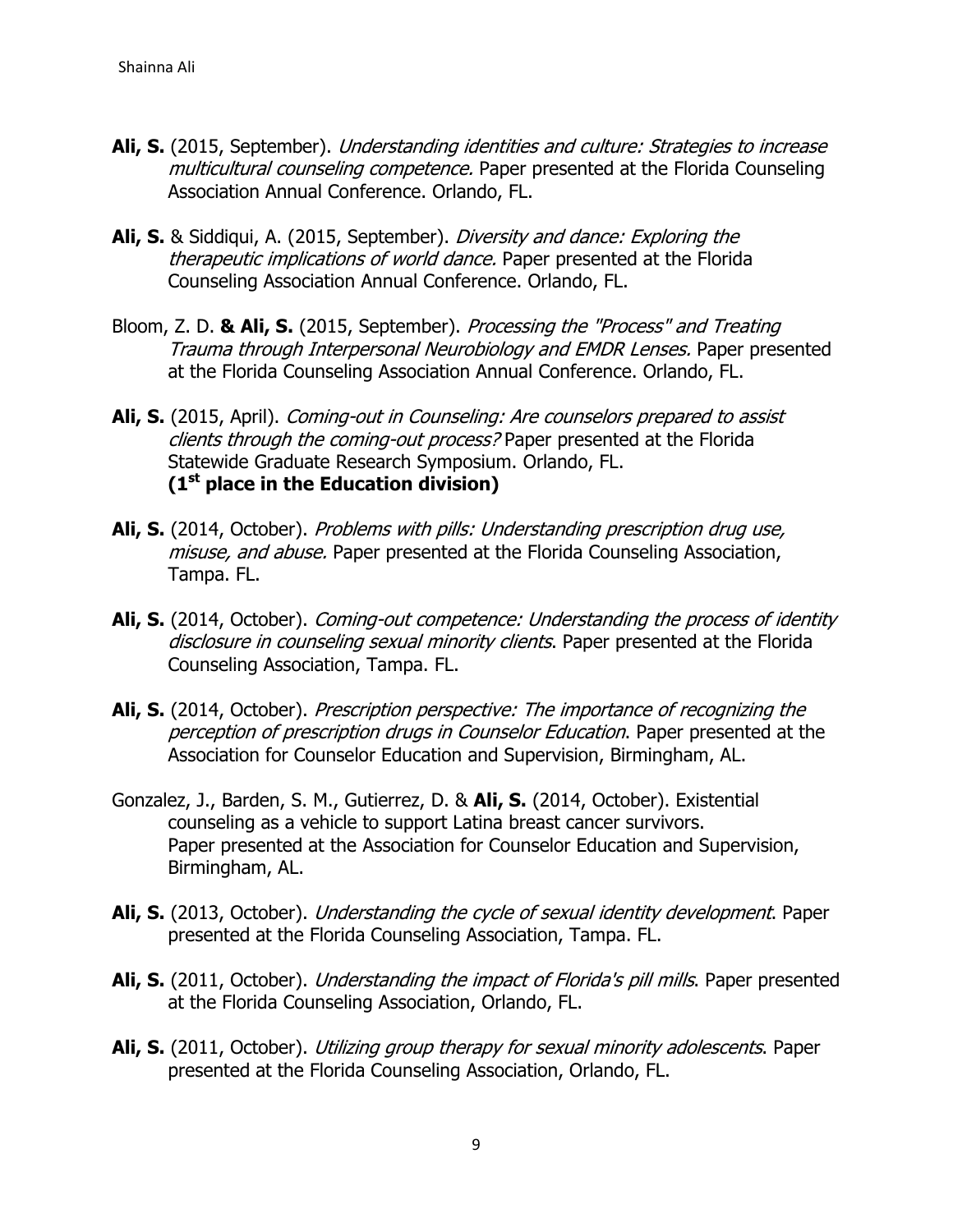**Ali, S.** (2015, September). *Understanding identities and culture: Strategies to increase multicultural counseling competence.* Paper presented at the Florida Counseling Association Annual Conference. Orlando, FL.

**Ali, S.** & Siddiqui, A. (2015, September). *Diversity and dance: Exploring the therapeutic implications of world dance.* Paper presented at the Florida Counseling Association Annual Conference. Orlando, FL.

Bloom, Z. D. **& Ali, S.** (2015, September). *Processing the "Process" and Treating Trauma through Interpersonal Neurobiology and EMDR Lenses.* Paper presented at the Florida Counseling Association Annual Conference. Orlando, FL.

**Ali, S.** (2015, April). *Coming-out in Counseling: Are counselors prepared to assist clients through the coming-out process?* Paper presented at the Florida Statewide Graduate Research Symposium. Orlando, FL. **(1st place in the Education division)**

**Ali, S.** (2014, October). *Problems with pills: Understanding prescription drug use, misuse, and abuse.* Paper presented at the Florida Counseling Association, Tampa. FL.

**Ali, S.** (2014, October). *Coming-out competence: Understanding the process of identity disclosure in counseling sexual minority clients*. Paper presented at the Florida Counseling Association, Tampa. FL.

**Ali, S.** (2014, October). *Prescription perspective: The importance of recognizing the perception of prescription drugs in Counselor Education*. Paper presented at the Association for Counselor Education and Supervision, Birmingham, AL.

Gonzalez, J., Barden, S. M., Gutierrez, D. & **Ali, S.** (2014, October). Existential counseling as a vehicle to support Latina breast cancer survivors. Paper presented at the Association for Counselor Education and Supervision, Birmingham, AL.

**Ali, S.** (2013, October). *Understanding the cycle of sexual identity development*. Paper presented at the Florida Counseling Association, Tampa. FL.

**Ali, S.** (2011, October). *Understanding the impact of Florida's pill mills*. Paper presented at the Florida Counseling Association, Orlando, FL.

**Ali, S.** (2011, October). *Utilizing group therapy for sexual minority adolescents*. Paper presented at the Florida Counseling Association, Orlando, FL.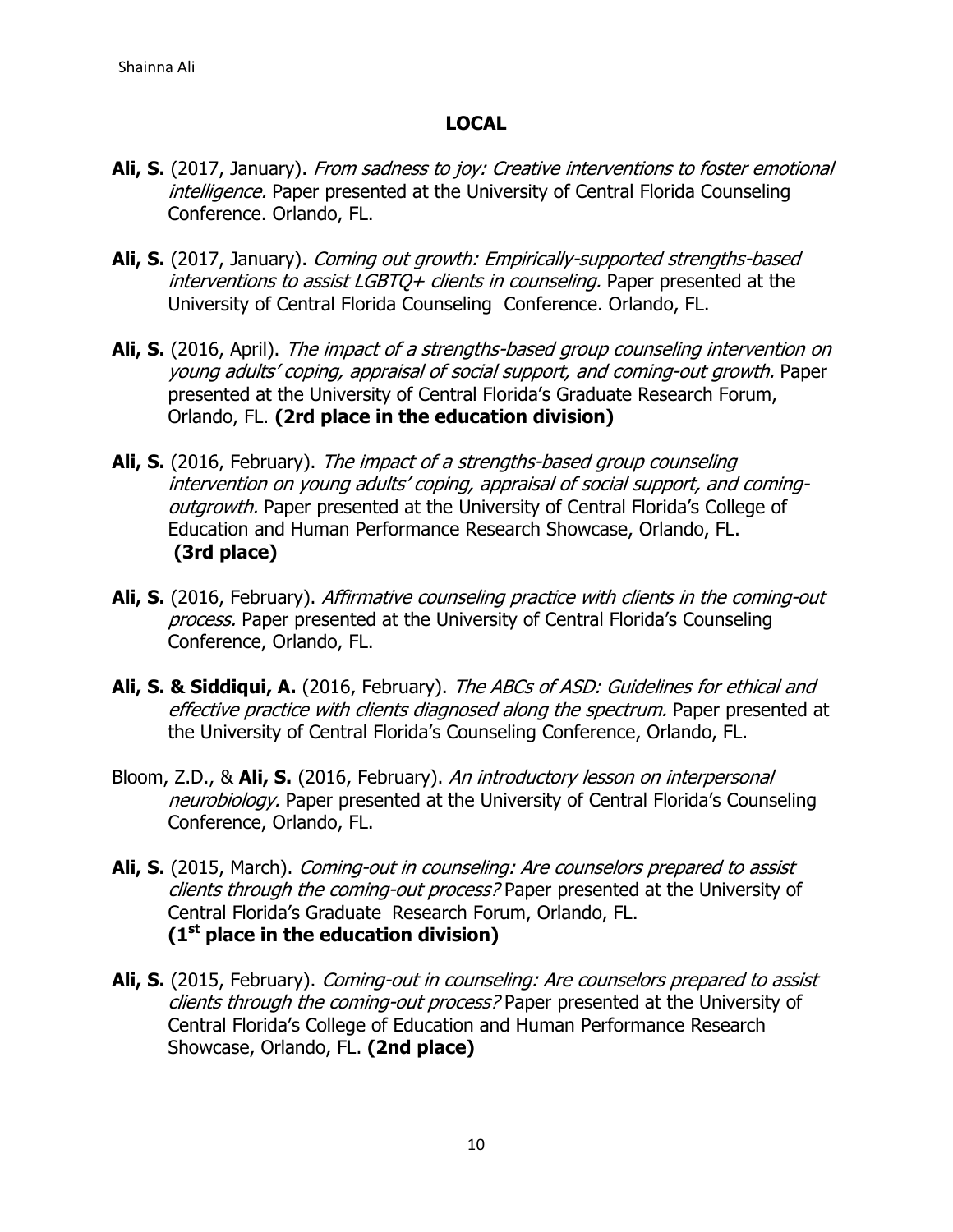## LOCAL

**Ali, S.** (2017, January). *From sadness to joy: Creative interventions to foster emotional intelligence.* Paper presented at the University of Central Florida Counseling Conference. Orlando, FL.

**Ali, S.** (2017, January). *Coming out growth: Empirically-supported strengths-based interventions to assist LGBTQ+ clients in counseling.* Paper presented at the University of Central Florida Counseling Conference. Orlando, FL.

**Ali, S.** (2016, April). *The impact of a strengths-based group counseling intervention on young adults' coping, appraisal of social support, and coming-out growth.* Paper presented at the University of Central Florida's Graduate Research Forum, Orlando, FL. **(2rd place in the education division)**

**Ali, S.** (2016, February). *The impact of a strengths-based group counseling intervention on young adults' coping, appraisal of social support, and coming-outgrowth.* Paper presented at the University of Central Florida's College of Education and Human Performance Research Showcase, Orlando, FL. **(3rd place)**

**Ali, S.** (2016, February). *Affirmative counseling practice with clients in the coming-out process.* Paper presented at the University of Central Florida's Counseling Conference, Orlando, FL.

**Ali, S. & Siddiqui, A.** (2016, February). *The ABCs of ASD: Guidelines for ethical and effective practice with clients diagnosed along the spectrum.* Paper presented at the University of Central Florida's Counseling Conference, Orlando, FL.

Bloom, Z.D., & **Ali, S.** (2016, February). *An introductory lesson on interpersonal neurobiology.* Paper presented at the University of Central Florida's Counseling Conference, Orlando, FL.

**Ali, S.** (2015, March). *Coming-out in counseling: Are counselors prepared to assist clients through the coming-out process?* Paper presented at the University of Central Florida's Graduate Research Forum, Orlando, FL. **(1st place in the education division)**

**Ali, S.** (2015, February). *Coming-out in counseling: Are counselors prepared to assist clients through the coming-out process?* Paper presented at the University of Central Florida's College of Education and Human Performance Research Showcase, Orlando, FL. **(2nd place)**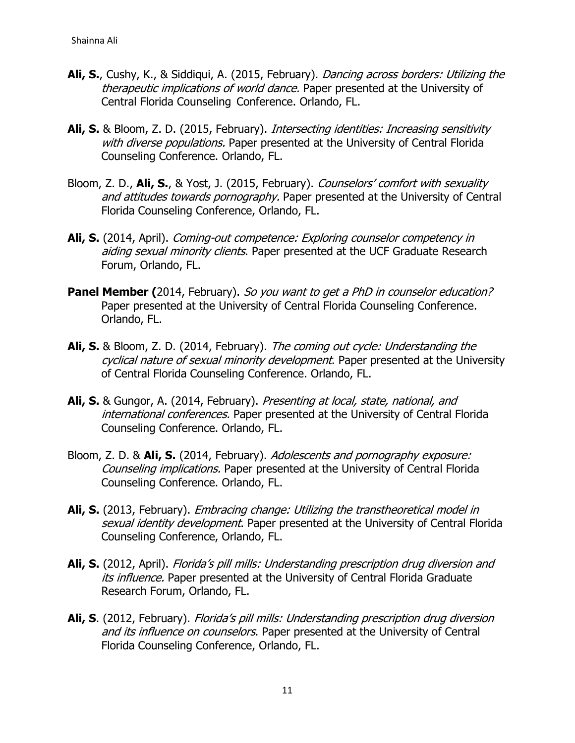**Ali, S.**, Cushy, K., & Siddiqui, A. (2015, February). *Dancing across borders: Utilizing the therapeutic implications of world dance.* Paper presented at the University of Central Florida Counseling Conference. Orlando, FL.

**Ali, S.** & Bloom, Z. D. (2015, February). *Intersecting identities: Increasing sensitivity with diverse populations.* Paper presented at the University of Central Florida Counseling Conference. Orlando, FL.

Bloom, Z. D., **Ali, S.**, & Yost, J. (2015, February). *Counselors' comfort with sexuality and attitudes towards pornography.* Paper presented at the University of Central Florida Counseling Conference, Orlando, FL.

**Ali, S.** (2014, April). *Coming-out competence: Exploring counselor competency in aiding sexual minority clients*. Paper presented at the UCF Graduate Research Forum, Orlando, FL.

**Panel Member (**2014, February). *So you want to get a PhD in counselor education?* Paper presented at the University of Central Florida Counseling Conference. Orlando, FL.

**Ali, S.** & Bloom, Z. D. (2014, February). *The coming out cycle: Understanding the cyclical nature of sexual minority development*. Paper presented at the University of Central Florida Counseling Conference. Orlando, FL.

**Ali, S.** & Gungor, A. (2014, February). *Presenting at local, state, national, and international conferences.* Paper presented at the University of Central Florida Counseling Conference. Orlando, FL.

Bloom, Z. D. & **Ali, S.** (2014, February). *Adolescents and pornography exposure: Counseling implications.* Paper presented at the University of Central Florida Counseling Conference. Orlando, FL.

**Ali, S.** (2013, February). *Embracing change: Utilizing the transtheoretical model in sexual identity development*. Paper presented at the University of Central Florida Counseling Conference, Orlando, FL.

**Ali, S.** (2012, April). *Florida's pill mills: Understanding prescription drug diversion and its influence.* Paper presented at the University of Central Florida Graduate Research Forum, Orlando, FL.

**Ali, S**. (2012, February). *Florida's pill mills: Understanding prescription drug diversion and its influence on counselors*. Paper presented at the University of Central Florida Counseling Conference, Orlando, FL.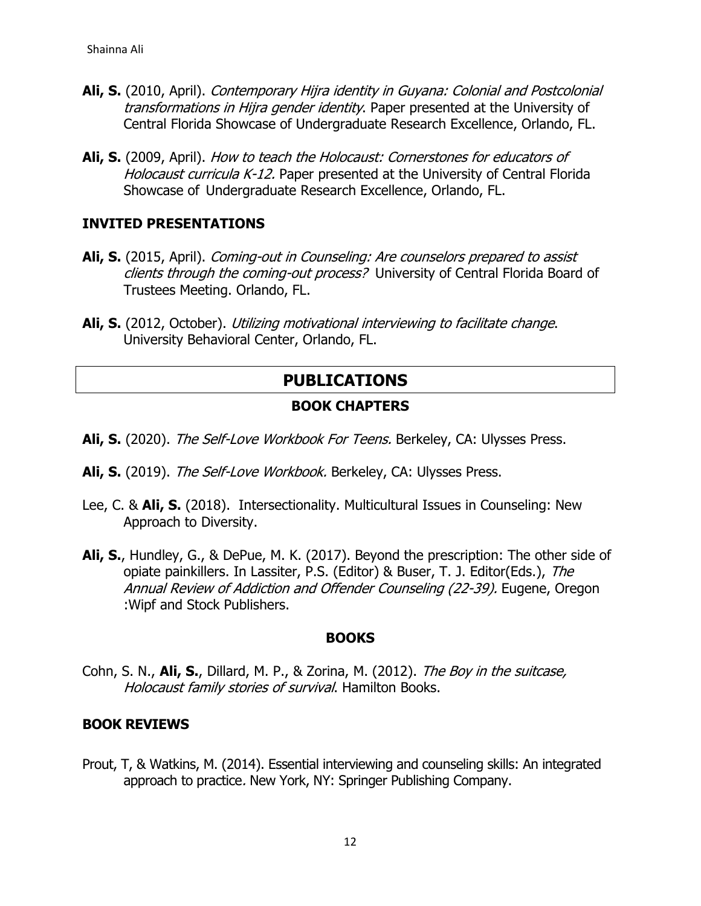**Ali, S.** (2010, April). *Contemporary Hijra identity in Guyana: Colonial and Postcolonial transformations in Hijra gender identity*. Paper presented at the University of Central Florida Showcase of Undergraduate Research Excellence, Orlando, FL.

**Ali, S.** (2009, April). *How to teach the Holocaust: Cornerstones for educators of Holocaust curricula K-12.* Paper presented at the University of Central Florida Showcase of Undergraduate Research Excellence, Orlando, FL.

### INVITED PRESENTATIONS

**Ali, S.** (2015, April). *Coming-out in Counseling: Are counselors prepared to assist clients through the coming-out process?* University of Central Florida Board of Trustees Meeting. Orlando, FL.

**Ali, S.** (2012, October). *Utilizing motivational interviewing to facilitate change*. University Behavioral Center, Orlando, FL.

## PUBLICATIONS

### BOOK CHAPTERS

**Ali, S.** (2020). *The Self-Love Workbook For Teens.* Berkeley, CA: Ulysses Press.

**Ali, S.** (2019). *The Self-Love Workbook.* Berkeley, CA: Ulysses Press.

Lee, C. & **Ali, S.** (2018). Intersectionality. Multicultural Issues in Counseling: New Approach to Diversity.

**Ali, S.**, Hundley, G., & DePue, M. K. (2017). Beyond the prescription: The other side of opiate painkillers. In Lassiter, P.S. (Editor) & Buser, T. J. Editor(Eds.), *The Annual Review of Addiction and Offender Counseling (22-39).* Eugene, Oregon :Wipf and Stock Publishers.

### BOOKS

Cohn, S. N., **Ali, S.**, Dillard, M. P., & Zorina, M. (2012). *The Boy in the suitcase, Holocaust family stories of survival*. Hamilton Books.

### BOOK REVIEWS

Prout, T, & Watkins, M. (2014). Essential interviewing and counseling skills: An integrated approach to practice. New York, NY: Springer Publishing Company.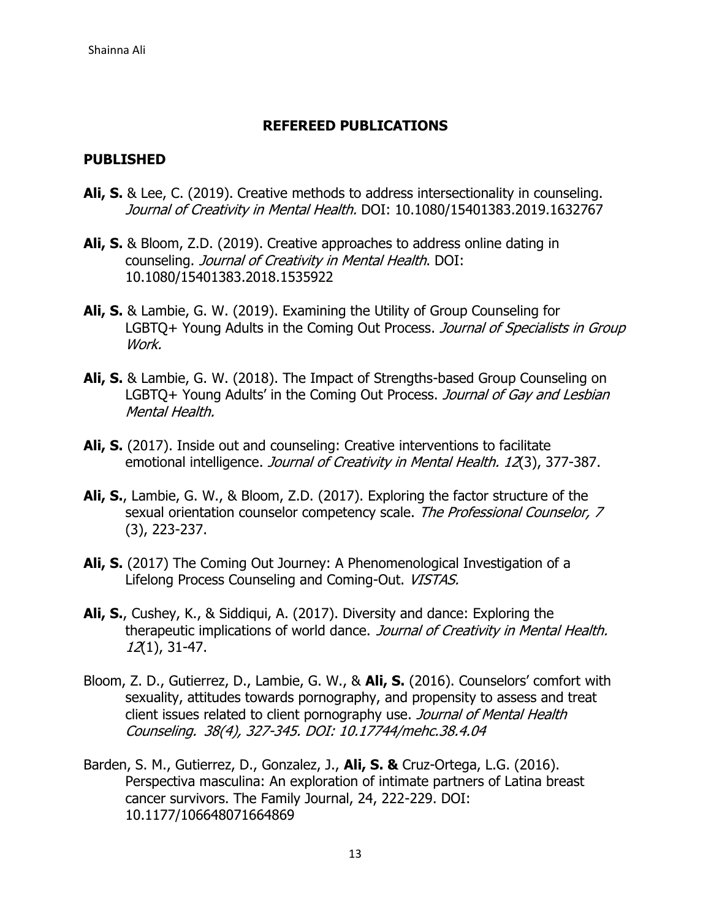# REFEREED PUBLICATIONS

## PUBLISHED

**Ali, S.** & Lee, C. (2019). Creative methods to address intersectionality in counseling. *Journal of Creativity in Mental Health.* DOI: 10.1080/15401383.2019.1632767

**Ali, S.** & Bloom, Z.D. (2019). Creative approaches to address online dating in counseling. *Journal of Creativity in Mental Health*. DOI: 10.1080/15401383.2018.1535922

**Ali, S.** & Lambie, G. W. (2019). Examining the Utility of Group Counseling for LGBTQ+ Young Adults in the Coming Out Process. *Journal of Specialists in Group Work.*

**Ali, S.** & Lambie, G. W. (2018). The Impact of Strengths-based Group Counseling on LGBTQ+ Young Adults' in the Coming Out Process. *Journal of Gay and Lesbian Mental Health.*

**Ali, S.** (2017). Inside out and counseling: Creative interventions to facilitate emotional intelligence. *Journal of Creativity in Mental Health. 12*(3), 377-387.

**Ali, S.**, Lambie, G. W., & Bloom, Z.D. (2017). Exploring the factor structure of the sexual orientation counselor competency scale. *The Professional Counselor, 7* (3), 223-237.

**Ali, S.** (2017) The Coming Out Journey: A Phenomenological Investigation of a Lifelong Process Counseling and Coming-Out. *VISTAS.*

**Ali, S.**, Cushey, K., & Siddiqui, A. (2017). Diversity and dance: Exploring the therapeutic implications of world dance. *Journal of Creativity in Mental Health. 12*(1), 31-47.

Bloom, Z. D., Gutierrez, D., Lambie, G. W., & **Ali, S.** (2016). Counselors' comfort with sexuality, attitudes towards pornography, and propensity to assess and treat client issues related to client pornography use. *Journal of Mental Health Counseling. 38(4), 327-345. DOI: 10.17744/mehc.38.4.04*

Barden, S. M., Gutierrez, D., Gonzalez, J., **Ali, S. &** Cruz-Ortega, L.G. (2016). Perspectiva masculina: An exploration of intimate partners of Latina breast cancer survivors. The Family Journal, 24, 222-229. DOI: 10.1177/106648071664869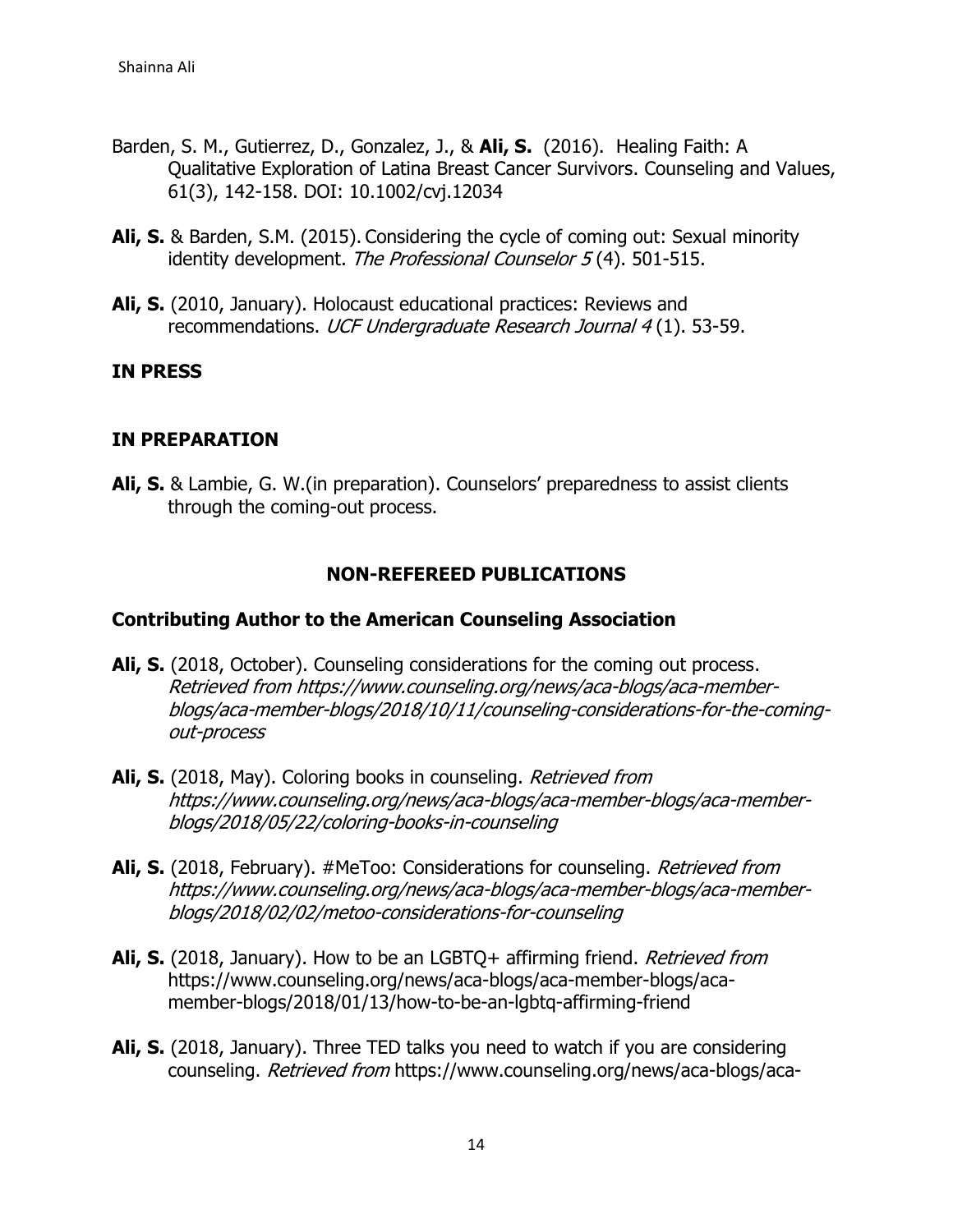Barden, S. M., Gutierrez, D., Gonzalez, J., & **Ali, S.** (2016). Healing Faith: A Qualitative Exploration of Latina Breast Cancer Survivors. Counseling and Values, 61(3), 142-158. DOI: 10.1002/cvj.12034

**Ali, S.** & Barden, S.M. (2015). Considering the cycle of coming out: Sexual minority identity development. *The Professional Counselor 5* (4). 501-515.

**Ali, S.** (2010, January). Holocaust educational practices: Reviews and recommendations. *UCF Undergraduate Research Journal 4* (1). 53-59.

### IN PRESS

### IN PREPARATION

**Ali, S.** & Lambie, G. W.(in preparation). Counselors' preparedness to assist clients through the coming-out process.

## NON-REFEREED PUBLICATIONS

### Contributing Author to the American Counseling Association

**Ali, S.** (2018, October). Counseling considerations for the coming out process. *Retrieved from https://www.counseling.org/news/aca-blogs/aca-member-blogs/aca-member-blogs/2018/10/11/counseling-considerations-for-the-coming-out-process*

**Ali, S.** (2018, May). Coloring books in counseling. *Retrieved from https://www.counseling.org/news/aca-blogs/aca-member-blogs/aca-member-blogs/2018/05/22/coloring-books-in-counseling*

**Ali, S.** (2018, February). #MeToo: Considerations for counseling. *Retrieved from https://www.counseling.org/news/aca-blogs/aca-member-blogs/aca-member-blogs/2018/02/02/metoo-considerations-for-counseling*

**Ali, S.** (2018, January). How to be an LGBTQ+ affirming friend. *Retrieved from* https://www.counseling.org/news/aca-blogs/aca-member-blogs/aca-member-blogs/2018/01/13/how-to-be-an-lgbtq-affirming-friend

**Ali, S.** (2018, January). Three TED talks you need to watch if you are considering counseling. *Retrieved from* https://www.counseling.org/news/aca-blogs/aca-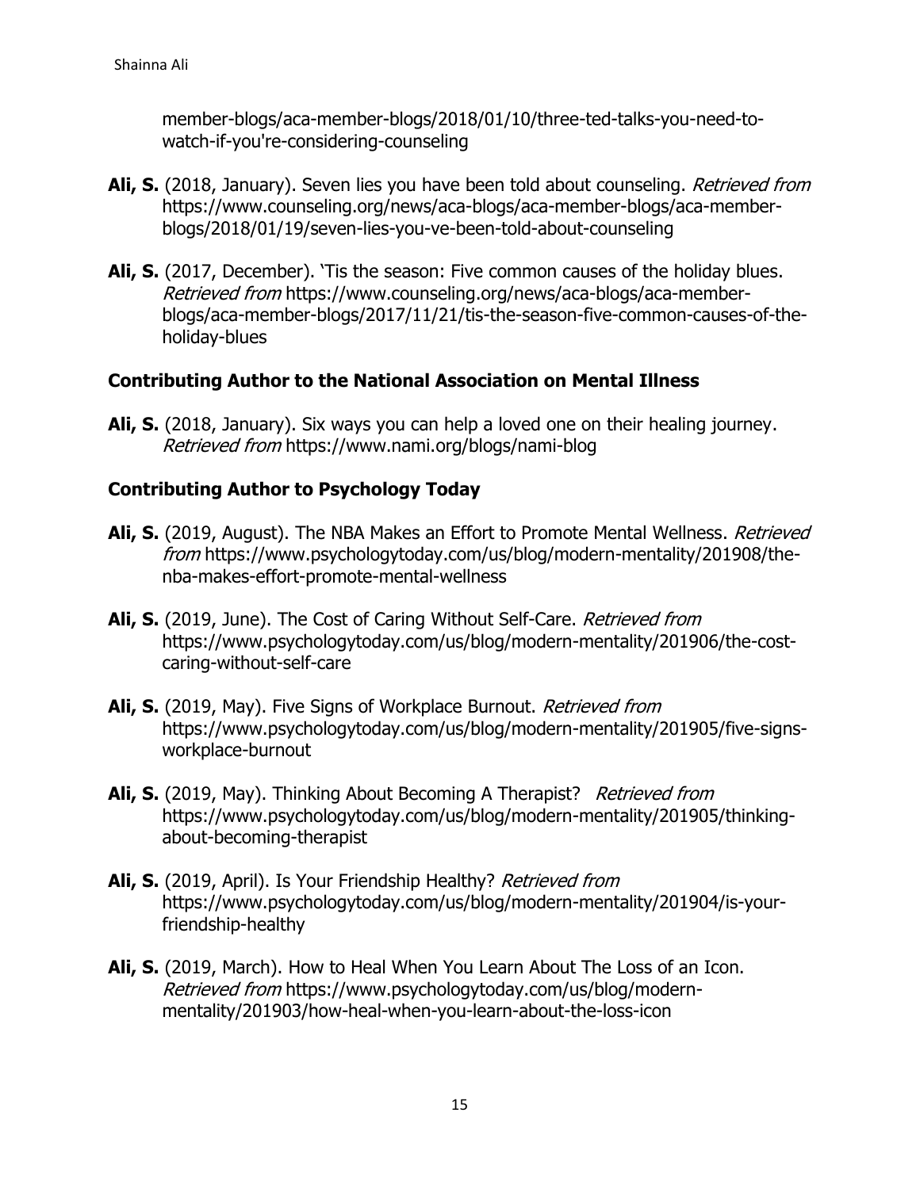member-blogs/aca-member-blogs/2018/01/10/three-ted-talks-you-need-to-watch-if-you're-considering-counseling

**Ali, S.** (2018, January). Seven lies you have been told about counseling. *Retrieved from* https://www.counseling.org/news/aca-blogs/aca-member-blogs/aca-member-blogs/2018/01/19/seven-lies-you-ve-been-told-about-counseling

**Ali, S.** (2017, December). 'Tis the season: Five common causes of the holiday blues. *Retrieved from* https://www.counseling.org/news/aca-blogs/aca-member-blogs/aca-member-blogs/2017/11/21/tis-the-season-five-common-causes-of-the-holiday-blues

### Contributing Author to the National Association on Mental Illness

**Ali, S.** (2018, January). Six ways you can help a loved one on their healing journey. *Retrieved from* https://www.nami.org/blogs/nami-blog

### Contributing Author to Psychology Today

**Ali, S.** (2019, August). The NBA Makes an Effort to Promote Mental Wellness. *Retrieved from* https://www.psychologytoday.com/us/blog/modern-mentality/201908/the-nba-makes-effort-promote-mental-wellness

**Ali, S.** (2019, June). The Cost of Caring Without Self-Care. *Retrieved from* https://www.psychologytoday.com/us/blog/modern-mentality/201906/the-cost-caring-without-self-care

**Ali, S.** (2019, May). Five Signs of Workplace Burnout. *Retrieved from* https://www.psychologytoday.com/us/blog/modern-mentality/201905/five-signs-workplace-burnout

**Ali, S.** (2019, May). Thinking About Becoming A Therapist? *Retrieved from* https://www.psychologytoday.com/us/blog/modern-mentality/201905/thinking-about-becoming-therapist

**Ali, S.** (2019, April). Is Your Friendship Healthy? *Retrieved from* https://www.psychologytoday.com/us/blog/modern-mentality/201904/is-your-friendship-healthy

**Ali, S.** (2019, March). How to Heal When You Learn About The Loss of an Icon. *Retrieved from* https://www.psychologytoday.com/us/blog/modern-mentality/201903/how-heal-when-you-learn-about-the-loss-icon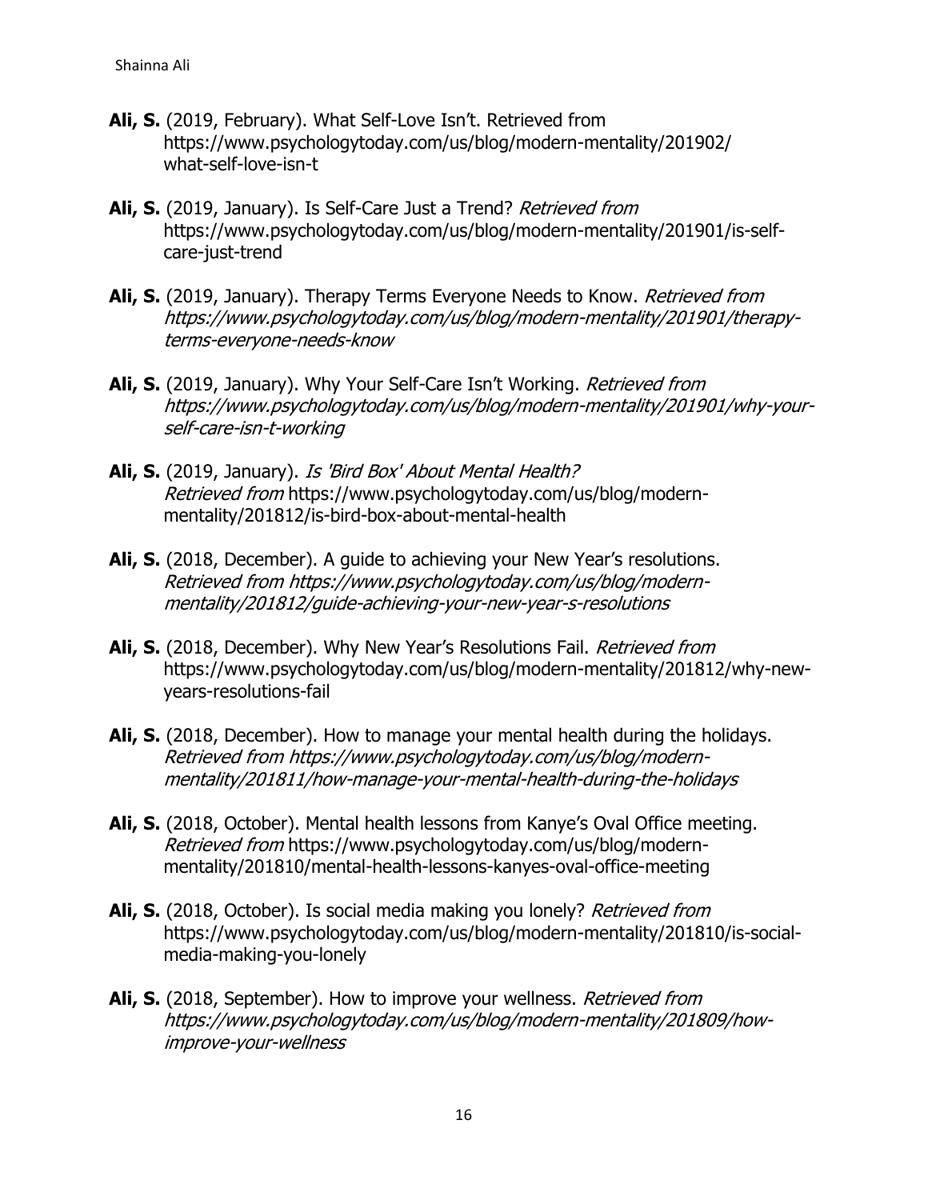**Ali, S.** (2019, February). What Self-Love Isn't. Retrieved from https://www.psychologytoday.com/us/blog/modern-mentality/201902/what-self-love-isn-t

**Ali, S.** (2019, January). Is Self-Care Just a Trend? *Retrieved from* https://www.psychologytoday.com/us/blog/modern-mentality/201901/is-self-care-just-trend

**Ali, S.** (2019, January). Therapy Terms Everyone Needs to Know. *Retrieved from https://www.psychologytoday.com/us/blog/modern-mentality/201901/therapy-terms-everyone-needs-know*

**Ali, S.** (2019, January). Why Your Self-Care Isn't Working. *Retrieved from https://www.psychologytoday.com/us/blog/modern-mentality/201901/why-your-self-care-isn-t-working*

**Ali, S.** (2019, January). *Is 'Bird Box' About Mental Health? Retrieved from* https://www.psychologytoday.com/us/blog/modern-mentality/201812/is-bird-box-about-mental-health

**Ali, S.** (2018, December). A guide to achieving your New Year's resolutions. *Retrieved from https://www.psychologytoday.com/us/blog/modern-mentality/201812/guide-achieving-your-new-year-s-resolutions*

**Ali, S.** (2018, December). Why New Year's Resolutions Fail. *Retrieved from* https://www.psychologytoday.com/us/blog/modern-mentality/201812/why-new-years-resolutions-fail

**Ali, S.** (2018, December). How to manage your mental health during the holidays. *Retrieved from https://www.psychologytoday.com/us/blog/modern-mentality/201811/how-manage-your-mental-health-during-the-holidays*

**Ali, S.** (2018, October). Mental health lessons from Kanye's Oval Office meeting. *Retrieved from* https://www.psychologytoday.com/us/blog/modern-mentality/201810/mental-health-lessons-kanyes-oval-office-meeting

**Ali, S.** (2018, October). Is social media making you lonely? *Retrieved from* https://www.psychologytoday.com/us/blog/modern-mentality/201810/is-social-media-making-you-lonely

**Ali, S.** (2018, September). How to improve your wellness. *Retrieved from https://www.psychologytoday.com/us/blog/modern-mentality/201809/how-improve-your-wellness*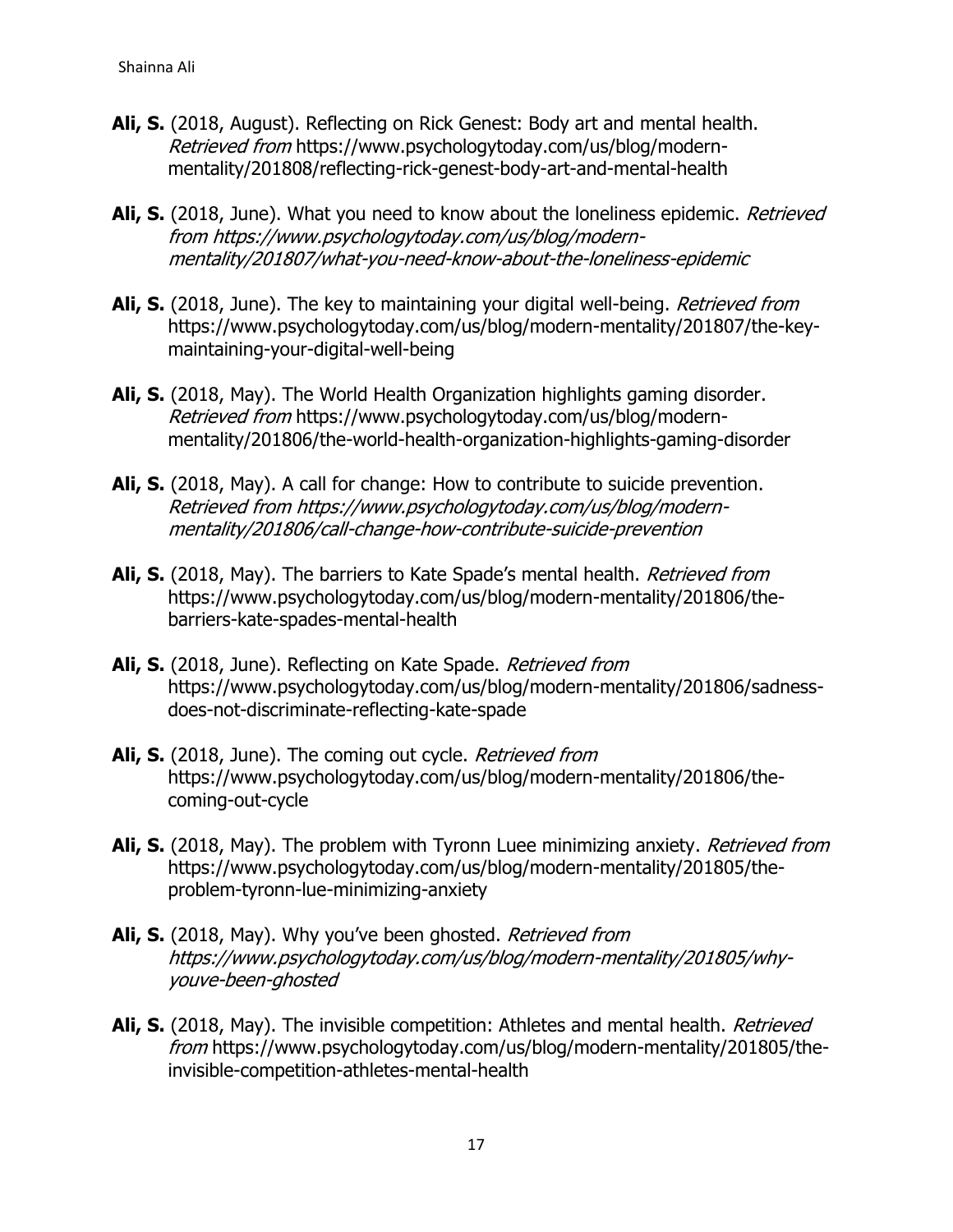**Ali, S.** (2018, August). Reflecting on Rick Genest: Body art and mental health. *Retrieved from* https://www.psychologytoday.com/us/blog/modern-mentality/201808/reflecting-rick-genest-body-art-and-mental-health

**Ali, S.** (2018, June). What you need to know about the loneliness epidemic. *Retrieved from https://www.psychologytoday.com/us/blog/modern-mentality/201807/what-you-need-know-about-the-loneliness-epidemic*

**Ali, S.** (2018, June). The key to maintaining your digital well-being. *Retrieved from* https://www.psychologytoday.com/us/blog/modern-mentality/201807/the-key-maintaining-your-digital-well-being

**Ali, S.** (2018, May). The World Health Organization highlights gaming disorder. *Retrieved from* https://www.psychologytoday.com/us/blog/modern-mentality/201806/the-world-health-organization-highlights-gaming-disorder

**Ali, S.** (2018, May). A call for change: How to contribute to suicide prevention. *Retrieved from https://www.psychologytoday.com/us/blog/modern-mentality/201806/call-change-how-contribute-suicide-prevention*

**Ali, S.** (2018, May). The barriers to Kate Spade's mental health. *Retrieved from* https://www.psychologytoday.com/us/blog/modern-mentality/201806/the-barriers-kate-spades-mental-health

**Ali, S.** (2018, June). Reflecting on Kate Spade. *Retrieved from* https://www.psychologytoday.com/us/blog/modern-mentality/201806/sadness-does-not-discriminate-reflecting-kate-spade

**Ali, S.** (2018, June). The coming out cycle. *Retrieved from* https://www.psychologytoday.com/us/blog/modern-mentality/201806/the-coming-out-cycle

**Ali, S.** (2018, May). The problem with Tyronn Luee minimizing anxiety. *Retrieved from* https://www.psychologytoday.com/us/blog/modern-mentality/201805/the-problem-tyronn-lue-minimizing-anxiety

**Ali, S.** (2018, May). Why you've been ghosted. *Retrieved from https://www.psychologytoday.com/us/blog/modern-mentality/201805/why-youve-been-ghosted*

**Ali, S.** (2018, May). The invisible competition: Athletes and mental health. *Retrieved from* https://www.psychologytoday.com/us/blog/modern-mentality/201805/the-invisible-competition-athletes-mental-health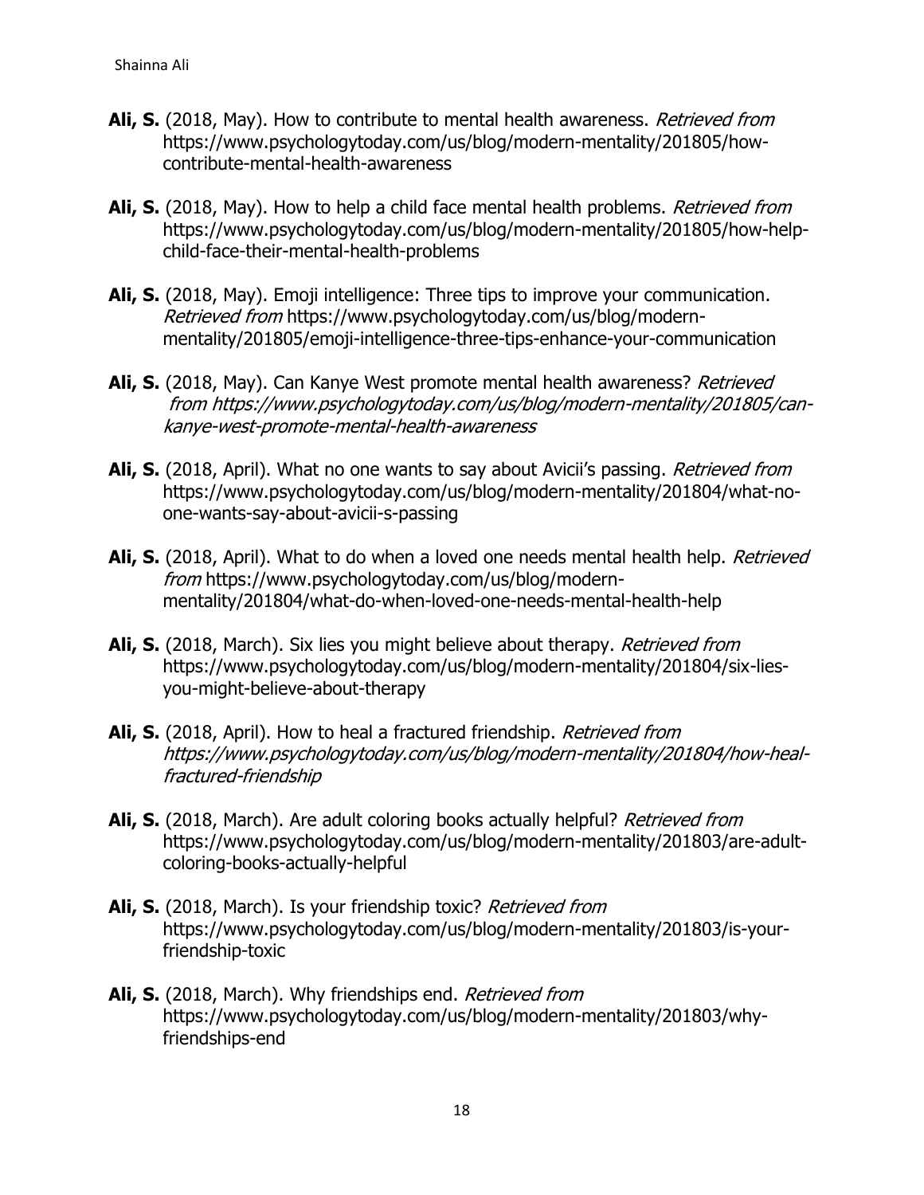**Ali, S.** (2018, May). How to contribute to mental health awareness. *Retrieved from* https://www.psychologytoday.com/us/blog/modern-mentality/201805/how-contribute-mental-health-awareness

**Ali, S.** (2018, May). How to help a child face mental health problems. *Retrieved from* https://www.psychologytoday.com/us/blog/modern-mentality/201805/how-help-child-face-their-mental-health-problems

**Ali, S.** (2018, May). Emoji intelligence: Three tips to improve your communication. *Retrieved from* https://www.psychologytoday.com/us/blog/modern-mentality/201805/emoji-intelligence-three-tips-enhance-your-communication

**Ali, S.** (2018, May). Can Kanye West promote mental health awareness? *Retrieved from https://www.psychologytoday.com/us/blog/modern-mentality/201805/can-kanye-west-promote-mental-health-awareness*

**Ali, S.** (2018, April). What no one wants to say about Avicii's passing. *Retrieved from* https://www.psychologytoday.com/us/blog/modern-mentality/201804/what-no-one-wants-say-about-avicii-s-passing

**Ali, S.** (2018, April). What to do when a loved one needs mental health help. *Retrieved from* https://www.psychologytoday.com/us/blog/modern-mentality/201804/what-do-when-loved-one-needs-mental-health-help

**Ali, S.** (2018, March). Six lies you might believe about therapy. *Retrieved from* https://www.psychologytoday.com/us/blog/modern-mentality/201804/six-lies-you-might-believe-about-therapy

**Ali, S.** (2018, April). How to heal a fractured friendship. *Retrieved from https://www.psychologytoday.com/us/blog/modern-mentality/201804/how-heal-fractured-friendship*

**Ali, S.** (2018, March). Are adult coloring books actually helpful? *Retrieved from* https://www.psychologytoday.com/us/blog/modern-mentality/201803/are-adult-coloring-books-actually-helpful

**Ali, S.** (2018, March). Is your friendship toxic? *Retrieved from* https://www.psychologytoday.com/us/blog/modern-mentality/201803/is-your-friendship-toxic

**Ali, S.** (2018, March). Why friendships end. *Retrieved from* https://www.psychologytoday.com/us/blog/modern-mentality/201803/why-friendships-end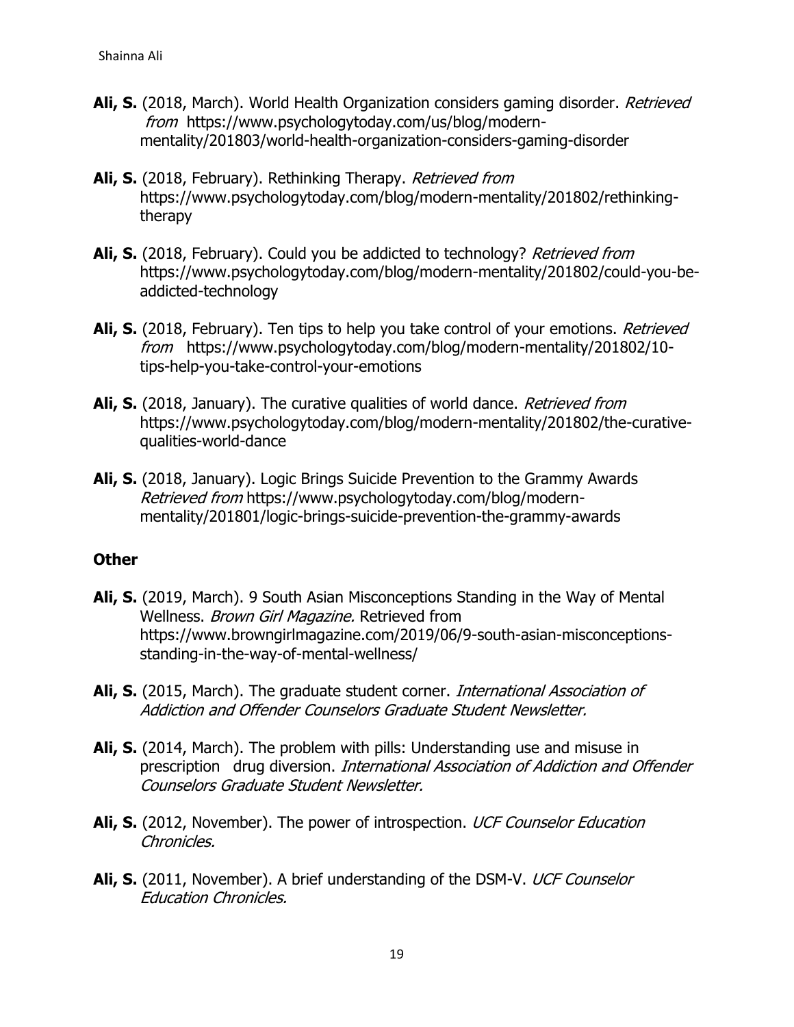**Ali, S.** (2018, March). World Health Organization considers gaming disorder. *Retrieved from* https://www.psychologytoday.com/us/blog/modern-mentality/201803/world-health-organization-considers-gaming-disorder

**Ali, S.** (2018, February). Rethinking Therapy. *Retrieved from* https://www.psychologytoday.com/blog/modern-mentality/201802/rethinking-therapy

**Ali, S.** (2018, February). Could you be addicted to technology? *Retrieved from* https://www.psychologytoday.com/blog/modern-mentality/201802/could-you-be-addicted-technology

**Ali, S.** (2018, February). Ten tips to help you take control of your emotions. *Retrieved from* https://www.psychologytoday.com/blog/modern-mentality/201802/10-tips-help-you-take-control-your-emotions

**Ali, S.** (2018, January). The curative qualities of world dance. *Retrieved from* https://www.psychologytoday.com/blog/modern-mentality/201802/the-curative-qualities-world-dance

**Ali, S.** (2018, January). Logic Brings Suicide Prevention to the Grammy Awards *Retrieved from* https://www.psychologytoday.com/blog/modern-mentality/201801/logic-brings-suicide-prevention-the-grammy-awards

### Other

**Ali, S.** (2019, March). 9 South Asian Misconceptions Standing in the Way of Mental Wellness. *Brown Girl Magazine.* Retrieved from https://www.browngirlmagazine.com/2019/06/9-south-asian-misconceptions-standing-in-the-way-of-mental-wellness/

**Ali, S.** (2015, March). The graduate student corner. *International Association of Addiction and Offender Counselors Graduate Student Newsletter.*

**Ali, S.** (2014, March). The problem with pills: Understanding use and misuse in prescription drug diversion. *International Association of Addiction and Offender Counselors Graduate Student Newsletter.*

**Ali, S.** (2012, November). The power of introspection. *UCF Counselor Education Chronicles.*

**Ali, S.** (2011, November). A brief understanding of the DSM-V. *UCF Counselor Education Chronicles.*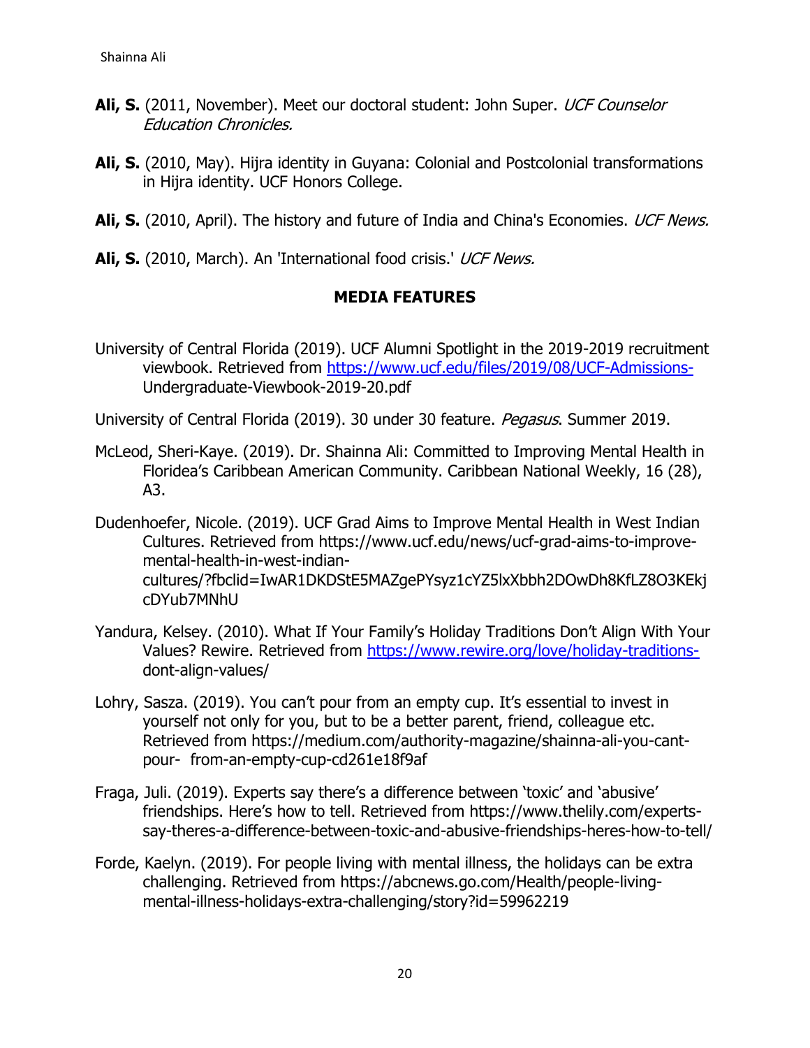**Ali, S.** (2011, November). Meet our doctoral student: John Super. *UCF Counselor Education Chronicles.*

**Ali, S.** (2010, May). Hijra identity in Guyana: Colonial and Postcolonial transformations in Hijra identity. UCF Honors College.

**Ali, S.** (2010, April). The history and future of India and China's Economies. *UCF News.*

**Ali, S.** (2010, March). An 'International food crisis.' *UCF News.*

## MEDIA FEATURES

University of Central Florida (2019). UCF Alumni Spotlight in the 2019-2019 recruitment viewbook. Retrieved from https://www.ucf.edu/files/2019/08/UCF-Admissions-Undergraduate-Viewbook-2019-20.pdf

University of Central Florida (2019). 30 under 30 feature. *Pegasus*. Summer 2019.

McLeod, Sheri-Kaye. (2019). Dr. Shainna Ali: Committed to Improving Mental Health in Floridea's Caribbean American Community. Caribbean National Weekly, 16 (28), A3.

Dudenhoefer, Nicole. (2019). UCF Grad Aims to Improve Mental Health in West Indian Cultures. Retrieved from https://www.ucf.edu/news/ucf-grad-aims-to-improve-mental-health-in-west-indian-cultures/?fbclid=IwAR1DKDStE5MAZgePYsyz1cYZ5lxXbbh2DOwDh8KfLZ8O3KEkjcDYub7MNhU

Yandura, Kelsey. (2010). What If Your Family's Holiday Traditions Don't Align With Your Values? Rewire. Retrieved from https://www.rewire.org/love/holiday-traditions-dont-align-values/

Lohry, Sasza. (2019). You can't pour from an empty cup. It's essential to invest in yourself not only for you, but to be a better parent, friend, colleague etc. Retrieved from https://medium.com/authority-magazine/shainna-ali-you-cant-pour- from-an-empty-cup-cd261e18f9af

Fraga, Juli. (2019). Experts say there's a difference between 'toxic' and 'abusive' friendships. Here's how to tell. Retrieved from https://www.thelily.com/experts-say-theres-a-difference-between-toxic-and-abusive-friendships-heres-how-to-tell/

Forde, Kaelyn. (2019). For people living with mental illness, the holidays can be extra challenging. Retrieved from https://abcnews.go.com/Health/people-living-mental-illness-holidays-extra-challenging/story?id=59962219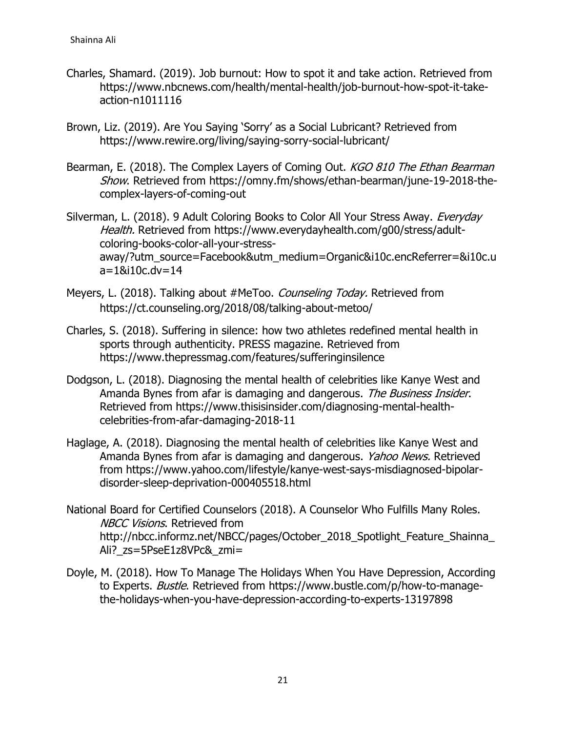Charles, Shamard. (2019). Job burnout: How to spot it and take action. Retrieved from https://www.nbcnews.com/health/mental-health/job-burnout-how-spot-it-take-action-n1011116

Brown, Liz. (2019). Are You Saying 'Sorry' as a Social Lubricant? Retrieved from https://www.rewire.org/living/saying-sorry-social-lubricant/

Bearman, E. (2018). The Complex Layers of Coming Out. *KGO 810 The Ethan Bearman Show*. Retrieved from https://omny.fm/shows/ethan-bearman/june-19-2018-the-complex-layers-of-coming-out

Silverman, L. (2018). 9 Adult Coloring Books to Color All Your Stress Away. *Everyday Health.* Retrieved from https://www.everydayhealth.com/g00/stress/adult-coloring-books-color-all-your-stress-away/?utm_source=Facebook&utm_medium=Organic&i10c.encReferrer=&i10c.ua=1&i10c.dv=14

Meyers, L. (2018). Talking about #MeToo. *Counseling Today.* Retrieved from https://ct.counseling.org/2018/08/talking-about-metoo/

Charles, S. (2018). Suffering in silence: how two athletes redefined mental health in sports through authenticity. PRESS magazine. Retrieved from https://www.thepressmag.com/features/sufferinginsilence

Dodgson, L. (2018). Diagnosing the mental health of celebrities like Kanye West and Amanda Bynes from afar is damaging and dangerous. *The Business Insider*. Retrieved from https://www.thisisinsider.com/diagnosing-mental-health-celebrities-from-afar-damaging-2018-11

Haglage, A. (2018). Diagnosing the mental health of celebrities like Kanye West and Amanda Bynes from afar is damaging and dangerous. *Yahoo News.* Retrieved from https://www.yahoo.com/lifestyle/kanye-west-says-misdiagnosed-bipolar-disorder-sleep-deprivation-000405518.html

National Board for Certified Counselors (2018). A Counselor Who Fulfills Many Roles. *NBCC Visions*. Retrieved from http://nbcc.informz.net/NBCC/pages/October_2018_Spotlight_Feature_Shainna_Ali?_zs=5PseE1z8VPc&_zmi=

Doyle, M. (2018). How To Manage The Holidays When You Have Depression, According to Experts. *Bustle*. Retrieved from https://www.bustle.com/p/how-to-manage-the-holidays-when-you-have-depression-according-to-experts-13197898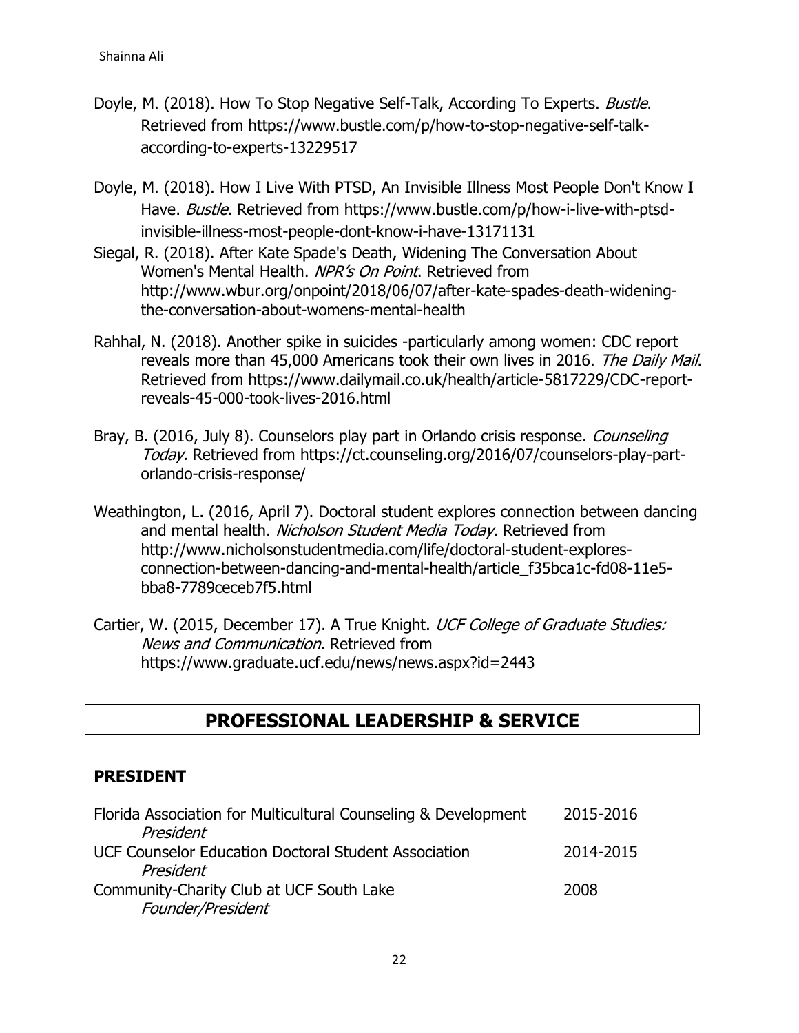Doyle, M. (2018). How To Stop Negative Self-Talk, According To Experts. *Bustle*. Retrieved from https://www.bustle.com/p/how-to-stop-negative-self-talk-according-to-experts-13229517

Doyle, M. (2018). How I Live With PTSD, An Invisible Illness Most People Don't Know I Have. *Bustle*. Retrieved from https://www.bustle.com/p/how-i-live-with-ptsd-invisible-illness-most-people-dont-know-i-have-13171131

Siegal, R. (2018). After Kate Spade's Death, Widening The Conversation About Women's Mental Health. *NPR's On Point*. Retrieved from http://www.wbur.org/onpoint/2018/06/07/after-kate-spades-death-widening-the-conversation-about-womens-mental-health

Rahhal, N. (2018). Another spike in suicides -particularly among women: CDC report reveals more than 45,000 Americans took their own lives in 2016. *The Daily Mail*. Retrieved from https://www.dailymail.co.uk/health/article-5817229/CDC-report-reveals-45-000-took-lives-2016.html

Bray, B. (2016, July 8). Counselors play part in Orlando crisis response. *Counseling Today.* Retrieved from https://ct.counseling.org/2016/07/counselors-play-part-orlando-crisis-response/

Weathington, L. (2016, April 7). Doctoral student explores connection between dancing and mental health. *Nicholson Student Media Today*. Retrieved from http://www.nicholsonstudentmedia.com/life/doctoral-student-explores-connection-between-dancing-and-mental-health/article_f35bca1c-fd08-11e5-bba8-7789ceceb7f5.html

Cartier, W. (2015, December 17). A True Knight. *UCF College of Graduate Studies: News and Communication.* Retrieved from https://www.graduate.ucf.edu/news/news.aspx?id=2443

## PROFESSIONAL LEADERSHIP & SERVICE

### PRESIDENT

Florida Association for Multicultural Counseling & Development — 2015-2016
*President*

UCF Counselor Education Doctoral Student Association — 2014-2015
*President*

Community-Charity Club at UCF South Lake — 2008
*Founder/President*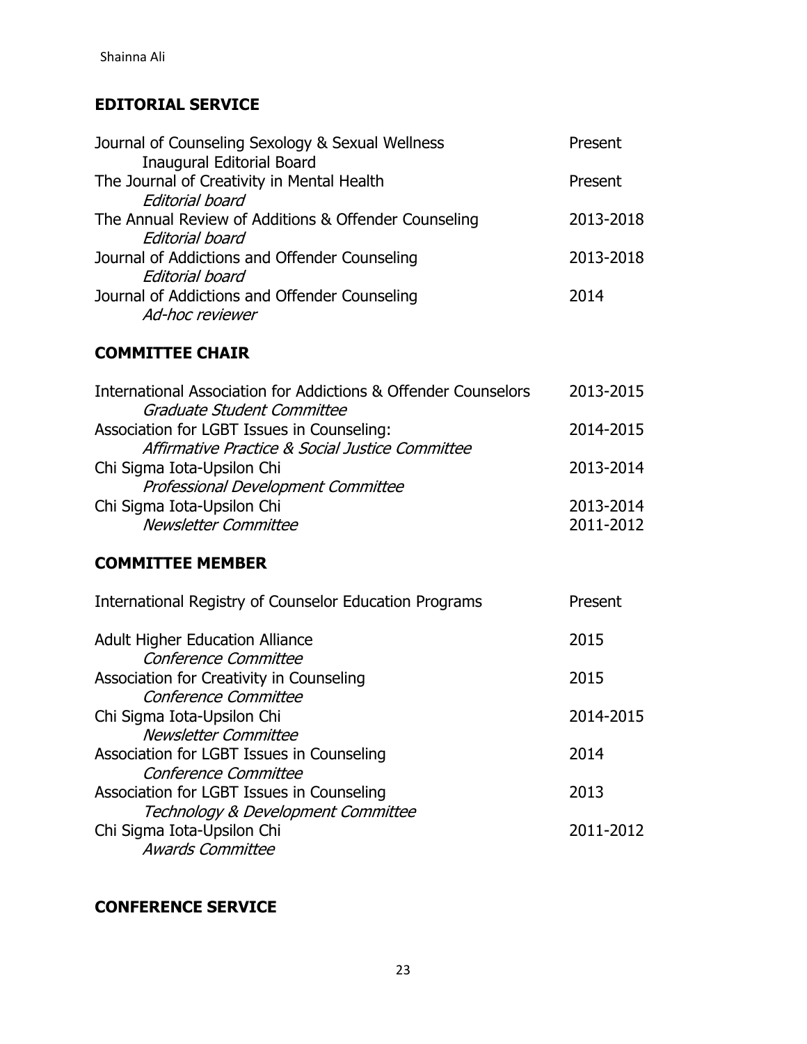## EDITORIAL SERVICE

| | |
|---|---|
| Journal of Counseling Sexology & Sexual Wellness<br>Inaugural Editorial Board | Present |
| The Journal of Creativity in Mental Health<br>*Editorial board* | Present |
| The Annual Review of Additions & Offender Counseling<br>*Editorial board* | 2013-2018 |
| Journal of Addictions and Offender Counseling<br>*Editorial board* | 2013-2018 |
| Journal of Addictions and Offender Counseling<br>*Ad-hoc reviewer* | 2014 |

## COMMITTEE CHAIR

| | |
|---|---|
| International Association for Addictions & Offender Counselors<br>*Graduate Student Committee* | 2013-2015 |
| Association for LGBT Issues in Counseling:<br>*Affirmative Practice & Social Justice Committee* | 2014-2015 |
| Chi Sigma Iota-Upsilon Chi<br>*Professional Development Committee* | 2013-2014 |
| Chi Sigma Iota-Upsilon Chi<br>*Newsletter Committee* | 2013-2014<br>2011-2012 |

## COMMITTEE MEMBER

| | |
|---|---|
| International Registry of Counselor Education Programs | Present |
| Adult Higher Education Alliance<br>*Conference Committee* | 2015 |
| Association for Creativity in Counseling<br>*Conference Committee* | 2015 |
| Chi Sigma Iota-Upsilon Chi<br>*Newsletter Committee* | 2014-2015 |
| Association for LGBT Issues in Counseling<br>*Conference Committee* | 2014 |
| Association for LGBT Issues in Counseling<br>*Technology & Development Committee* | 2013 |
| Chi Sigma Iota-Upsilon Chi<br>*Awards Committee* | 2011-2012 |

## CONFERENCE SERVICE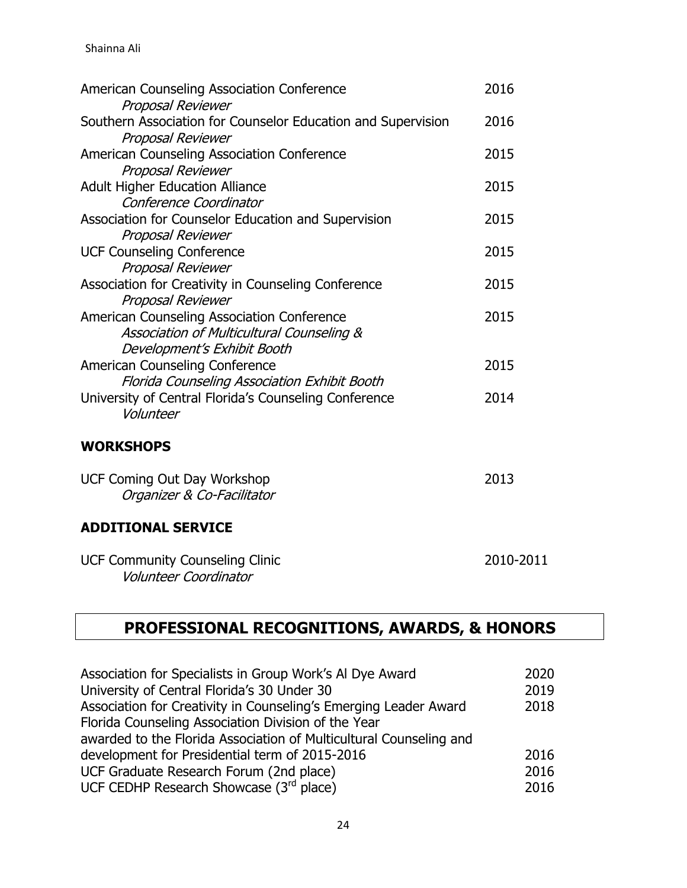American Counseling Association Conference — 2016
*Proposal Reviewer*

Southern Association for Counselor Education and Supervision — 2016
*Proposal Reviewer*

American Counseling Association Conference — 2015
*Proposal Reviewer*

Adult Higher Education Alliance — 2015
*Conference Coordinator*

Association for Counselor Education and Supervision — 2015
*Proposal Reviewer*

UCF Counseling Conference — 2015
*Proposal Reviewer*

Association for Creativity in Counseling Conference — 2015
*Proposal Reviewer*

American Counseling Association Conference — 2015
*Association of Multicultural Counseling & Development's Exhibit Booth*

American Counseling Conference — 2015
*Florida Counseling Association Exhibit Booth*

University of Central Florida's Counseling Conference — 2014
*Volunteer*

### WORKSHOPS

UCF Coming Out Day Workshop — 2013
*Organizer & Co-Facilitator*

### ADDITIONAL SERVICE

UCF Community Counseling Clinic — 2010-2011
*Volunteer Coordinator*

## PROFESSIONAL RECOGNITIONS, AWARDS, & HONORS

| | |
|---|---|
| Association for Specialists in Group Work's Al Dye Award | 2020 |
| University of Central Florida's 30 Under 30 | 2019 |
| Association for Creativity in Counseling's Emerging Leader Award | 2018 |
| Florida Counseling Association Division of the Year awarded to the Florida Association of Multicultural Counseling and development for Presidential term of 2015-2016 | 2016 |
| UCF Graduate Research Forum (2nd place) | 2016 |
| UCF CEDHP Research Showcase (3rd place) | 2016 |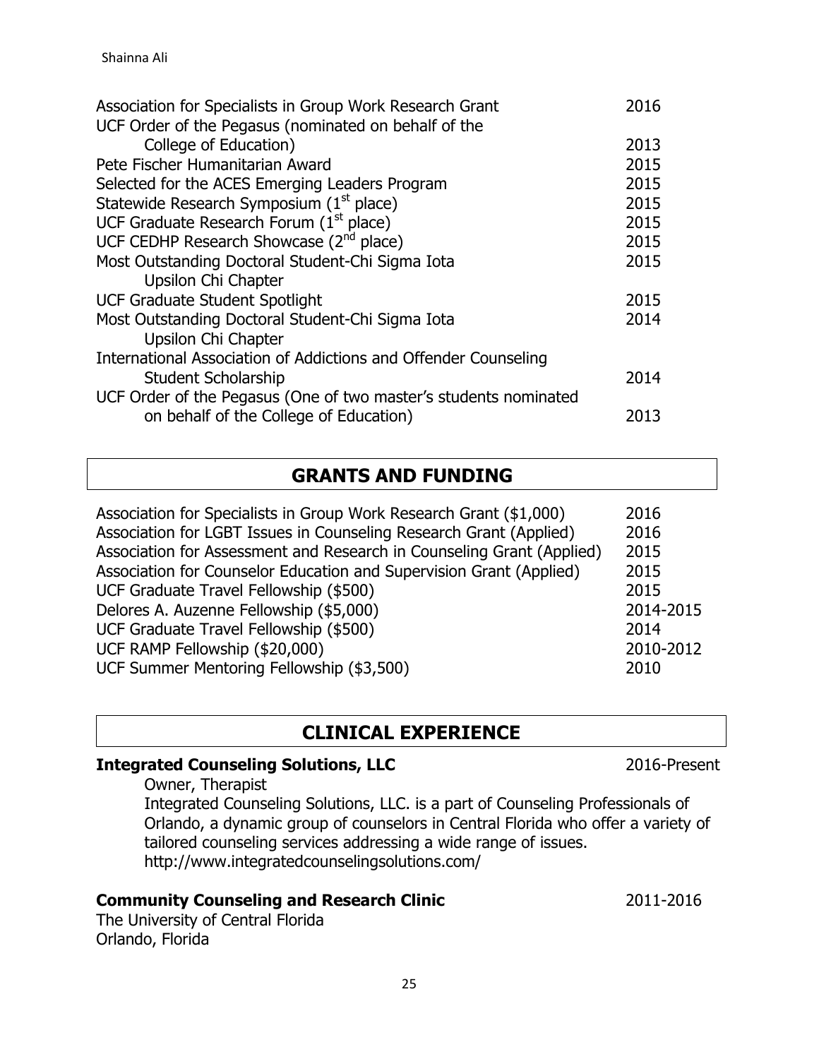| | |
|---|---|
| Association for Specialists in Group Work Research Grant | 2016 |
| UCF Order of the Pegasus (nominated on behalf of the College of Education) | 2013 |
| Pete Fischer Humanitarian Award | 2015 |
| Selected for the ACES Emerging Leaders Program | 2015 |
| Statewide Research Symposium (1st place) | 2015 |
| UCF Graduate Research Forum (1st place) | 2015 |
| UCF CEDHP Research Showcase (2nd place) | 2015 |
| Most Outstanding Doctoral Student-Chi Sigma Iota Upsilon Chi Chapter | 2015 |
| UCF Graduate Student Spotlight | 2015 |
| Most Outstanding Doctoral Student-Chi Sigma Iota Upsilon Chi Chapter | 2014 |
| International Association of Addictions and Offender Counseling Student Scholarship | 2014 |
| UCF Order of the Pegasus (One of two master's students nominated on behalf of the College of Education) | 2013 |

## GRANTS AND FUNDING

| | |
|---|---|
| Association for Specialists in Group Work Research Grant ($1,000) | 2016 |
| Association for LGBT Issues in Counseling Research Grant (Applied) | 2016 |
| Association for Assessment and Research in Counseling Grant (Applied) | 2015 |
| Association for Counselor Education and Supervision Grant (Applied) | 2015 |
| UCF Graduate Travel Fellowship ($500) | 2015 |
| Delores A. Auzenne Fellowship ($5,000) | 2014-2015 |
| UCF Graduate Travel Fellowship ($500) | 2014 |
| UCF RAMP Fellowship ($20,000) | 2010-2012 |
| UCF Summer Mentoring Fellowship ($3,500) | 2010 |

## CLINICAL EXPERIENCE

**Integrated Counseling Solutions, LLC** 2016-Present

Owner, Therapist

Integrated Counseling Solutions, LLC. is a part of Counseling Professionals of Orlando, a dynamic group of counselors in Central Florida who offer a variety of tailored counseling services addressing a wide range of issues.
http://www.integratedcounselingsolutions.com/

**Community Counseling and Research Clinic** 2011-2016

The University of Central Florida
Orlando, Florida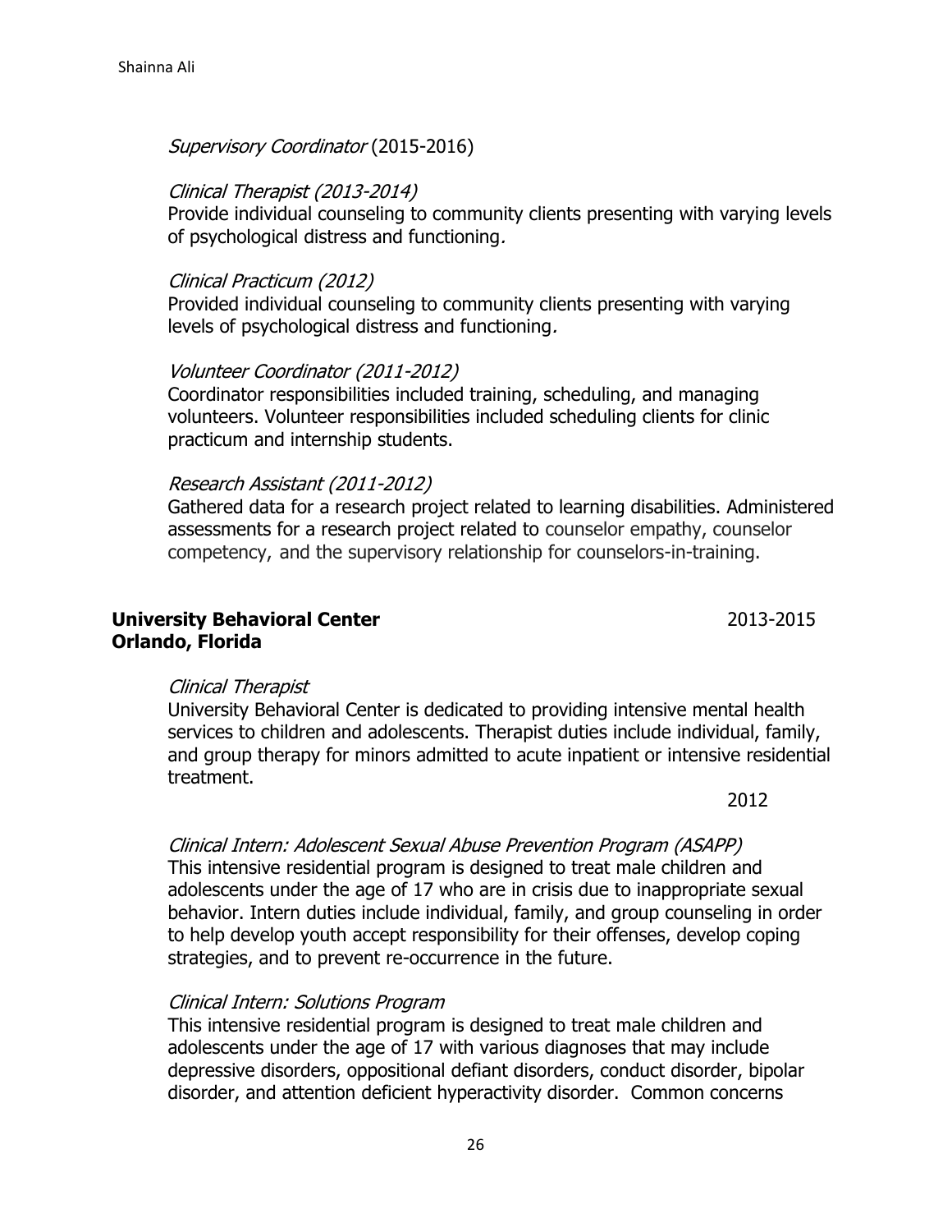*Supervisory Coordinator* (2015-2016)

*Clinical Therapist (2013-2014)*
Provide individual counseling to community clients presenting with varying levels of psychological distress and functioning.

*Clinical Practicum (2012)*
Provided individual counseling to community clients presenting with varying levels of psychological distress and functioning.

*Volunteer Coordinator (2011-2012)*
Coordinator responsibilities included training, scheduling, and managing volunteers. Volunteer responsibilities included scheduling clients for clinic practicum and internship students.

*Research Assistant (2011-2012)*
Gathered data for a research project related to learning disabilities. Administered assessments for a research project related to counselor empathy, counselor competency, and the supervisory relationship for counselors-in-training.

**University Behavioral Center** 2013-2015
**Orlando, Florida**

*Clinical Therapist*
University Behavioral Center is dedicated to providing intensive mental health services to children and adolescents. Therapist duties include individual, family, and group therapy for minors admitted to acute inpatient or intensive residential treatment.

2012

*Clinical Intern: Adolescent Sexual Abuse Prevention Program (ASAPP)*
This intensive residential program is designed to treat male children and adolescents under the age of 17 who are in crisis due to inappropriate sexual behavior. Intern duties include individual, family, and group counseling in order to help develop youth accept responsibility for their offenses, develop coping strategies, and to prevent re-occurrence in the future.

*Clinical Intern: Solutions Program*
This intensive residential program is designed to treat male children and adolescents under the age of 17 with various diagnoses that may include depressive disorders, oppositional defiant disorders, conduct disorder, bipolar disorder, and attention deficient hyperactivity disorder. Common concerns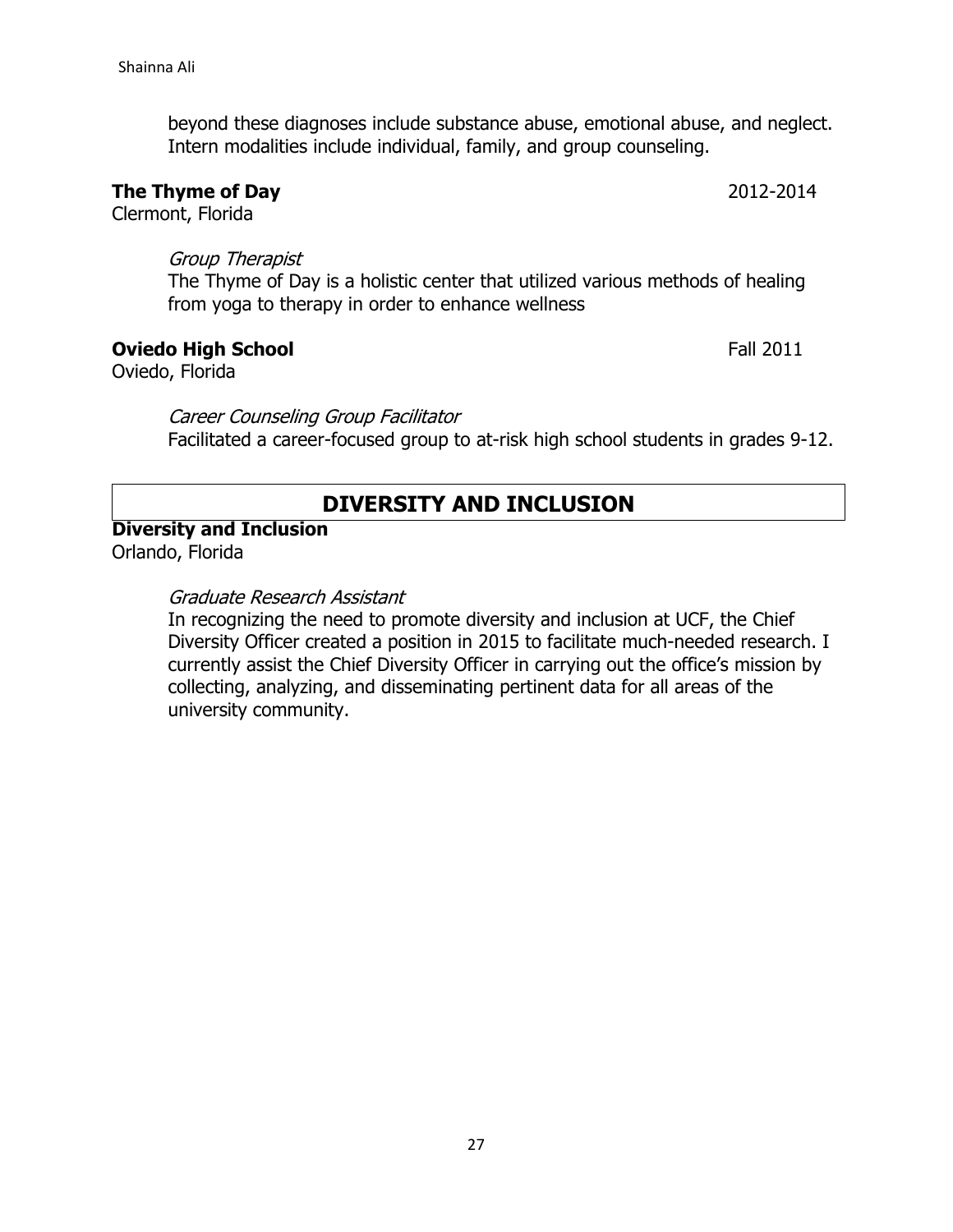beyond these diagnoses include substance abuse, emotional abuse, and neglect. Intern modalities include individual, family, and group counseling.

**The Thyme of Day** 2012-2014
Clermont, Florida

*Group Therapist*
The Thyme of Day is a holistic center that utilized various methods of healing from yoga to therapy in order to enhance wellness

**Oviedo High School** Fall 2011
Oviedo, Florida

*Career Counseling Group Facilitator*
Facilitated a career-focused group to at-risk high school students in grades 9-12.

## DIVERSITY AND INCLUSION

**Diversity and Inclusion**
Orlando, Florida

*Graduate Research Assistant*
In recognizing the need to promote diversity and inclusion at UCF, the Chief Diversity Officer created a position in 2015 to facilitate much-needed research. I currently assist the Chief Diversity Officer in carrying out the office's mission by collecting, analyzing, and disseminating pertinent data for all areas of the university community.